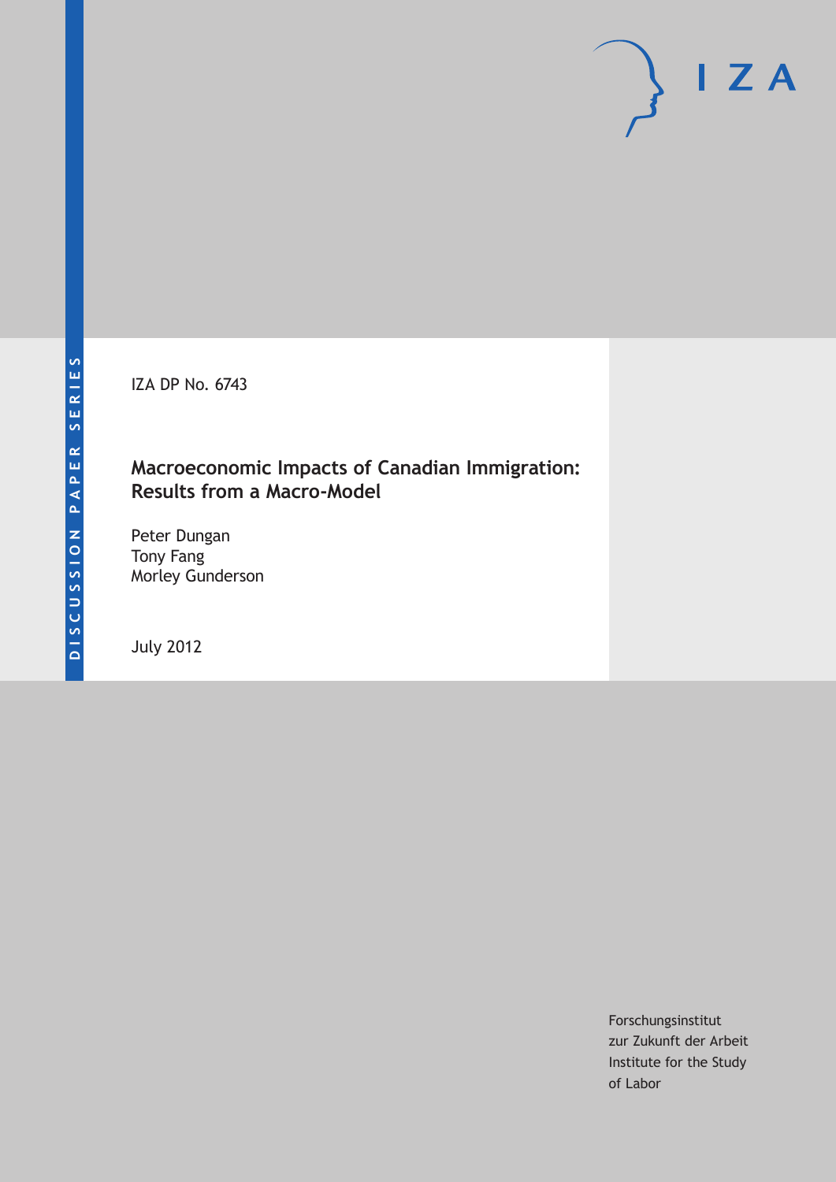DISCUSSION PAPER SERIES

IZA

IZA DP No. 6743

# Macroeconomic Impacts of Canadian Immigration: Results from a Macro-Model

Peter Dungan
Tony Fang
Morley Gunderson

July 2012

Forschungsinstitut
zur Zukunft der Arbeit
Institute for the Study
of Labor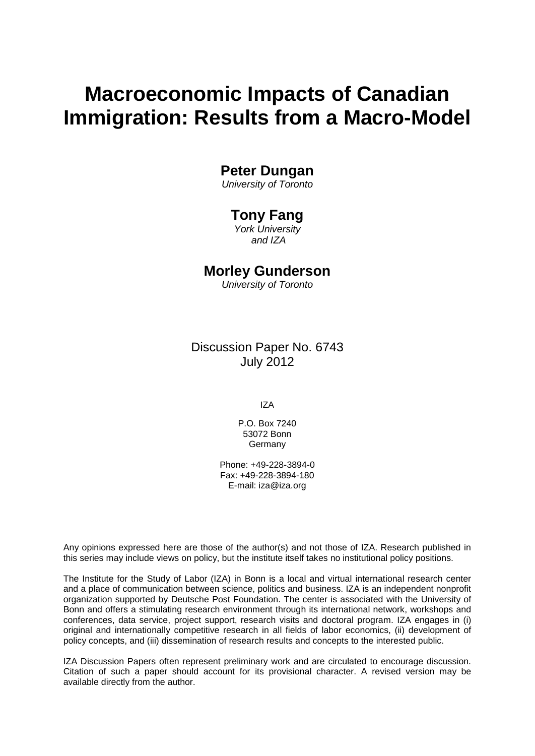# Macroeconomic Impacts of Canadian Immigration: Results from a Macro-Model

**Peter Dungan**  
*University of Toronto*

**Tony Fang**  
*York University*  
*and IZA*

**Morley Gunderson**  
*University of Toronto*

Discussion Paper No. 6743  
July 2012

IZA

P.O. Box 7240  
53072 Bonn  
Germany

Phone: +49-228-3894-0  
Fax: +49-228-3894-180  
E-mail: iza@iza.org

Any opinions expressed here are those of the author(s) and not those of IZA. Research published in this series may include views on policy, but the institute itself takes no institutional policy positions.

The Institute for the Study of Labor (IZA) in Bonn is a local and virtual international research center and a place of communication between science, politics and business. IZA is an independent nonprofit organization supported by Deutsche Post Foundation. The center is associated with the University of Bonn and offers a stimulating research environment through its international network, workshops and conferences, data service, project support, research visits and doctoral program. IZA engages in (i) original and internationally competitive research in all fields of labor economics, (ii) development of policy concepts, and (iii) dissemination of research results and concepts to the interested public.

IZA Discussion Papers often represent preliminary work and are circulated to encourage discussion. Citation of such a paper should account for its provisional character. A revised version may be available directly from the author.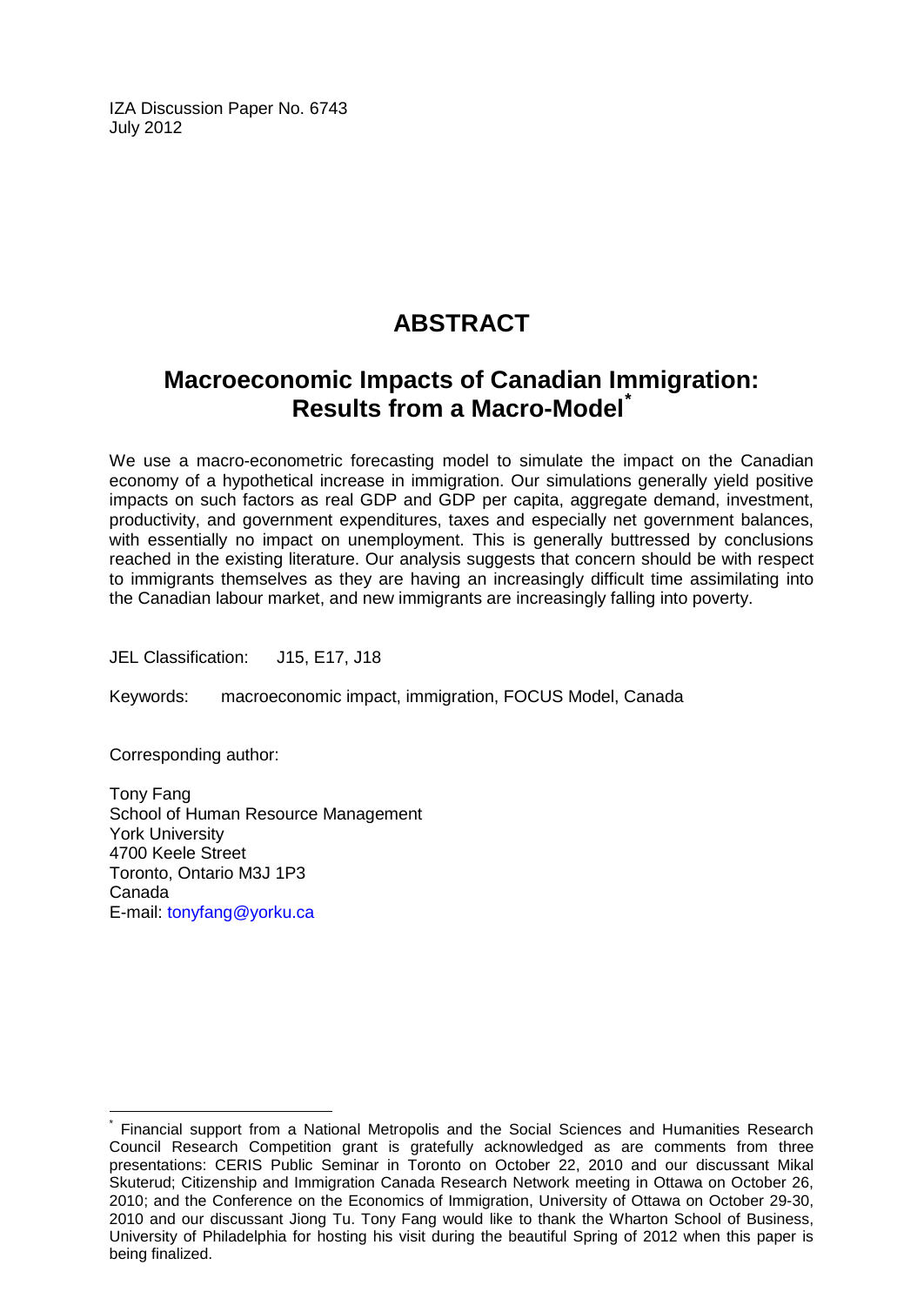IZA Discussion Paper No. 6743
July 2012

# ABSTRACT

## Macroeconomic Impacts of Canadian Immigration: Results from a Macro-Model[*]

We use a macro-econometric forecasting model to simulate the impact on the Canadian economy of a hypothetical increase in immigration. Our simulations generally yield positive impacts on such factors as real GDP and GDP per capita, aggregate demand, investment, productivity, and government expenditures, taxes and especially net government balances, with essentially no impact on unemployment. This is generally buttressed by conclusions reached in the existing literature. Our analysis suggests that concern should be with respect to immigrants themselves as they are having an increasingly difficult time assimilating into the Canadian labour market, and new immigrants are increasingly falling into poverty.

JEL Classification: J15, E17, J18

Keywords: macroeconomic impact, immigration, FOCUS Model, Canada

Corresponding author:

Tony Fang
School of Human Resource Management
York University
4700 Keele Street
Toronto, Ontario M3J 1P3
Canada
E-mail: tonyfang@yorku.ca

[*] Financial support from a National Metropolis and the Social Sciences and Humanities Research Council Research Competition grant is gratefully acknowledged as are comments from three presentations: CERIS Public Seminar in Toronto on October 22, 2010 and our discussant Mikal Skuterud; Citizenship and Immigration Canada Research Network meeting in Ottawa on October 26, 2010; and the Conference on the Economics of Immigration, University of Ottawa on October 29-30, 2010 and our discussant Jiong Tu. Tony Fang would like to thank the Wharton School of Business, University of Philadelphia for hosting his visit during the beautiful Spring of 2012 when this paper is being finalized.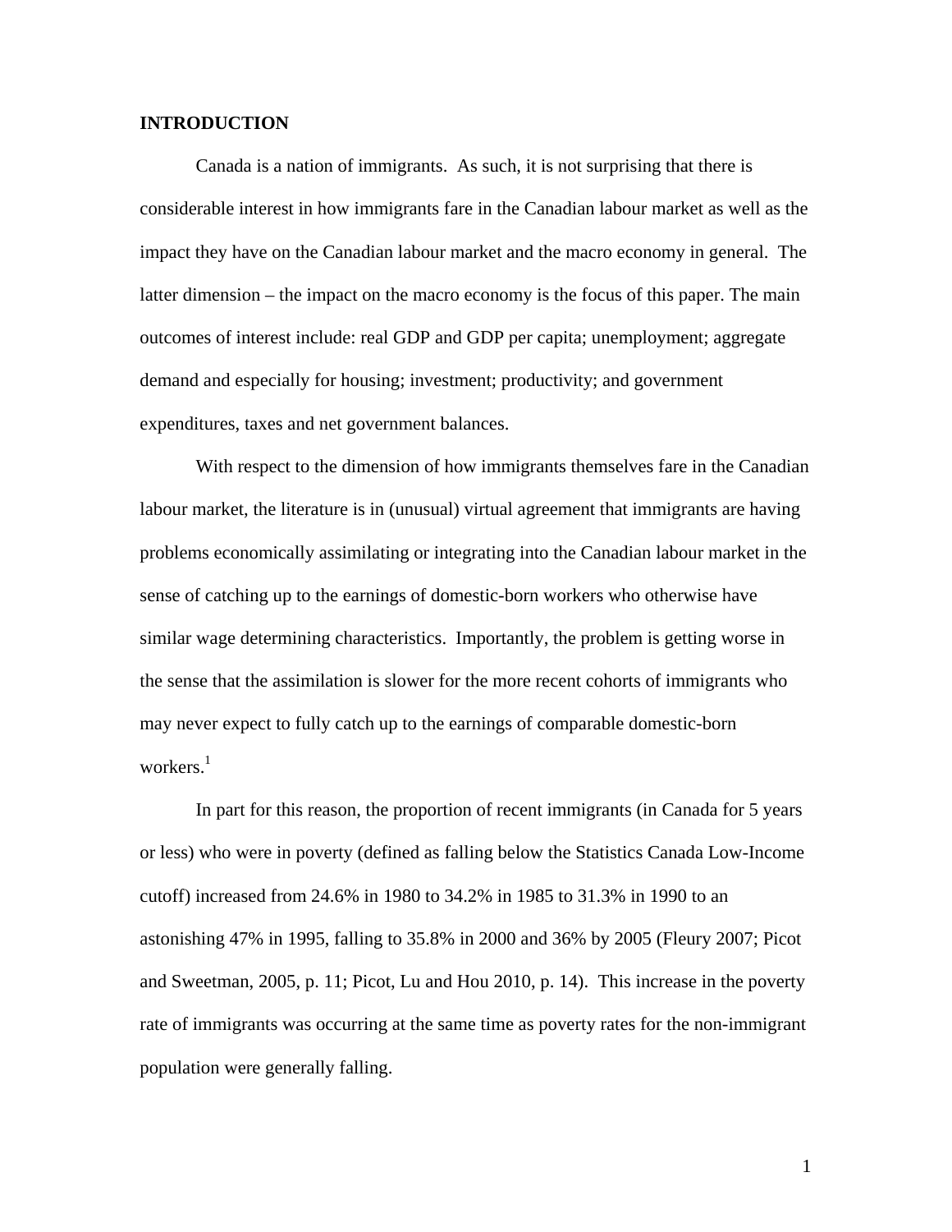## INTRODUCTION

Canada is a nation of immigrants. As such, it is not surprising that there is considerable interest in how immigrants fare in the Canadian labour market as well as the impact they have on the Canadian labour market and the macro economy in general. The latter dimension – the impact on the macro economy is the focus of this paper. The main outcomes of interest include: real GDP and GDP per capita; unemployment; aggregate demand and especially for housing; investment; productivity; and government expenditures, taxes and net government balances.

With respect to the dimension of how immigrants themselves fare in the Canadian labour market, the literature is in (unusual) virtual agreement that immigrants are having problems economically assimilating or integrating into the Canadian labour market in the sense of catching up to the earnings of domestic-born workers who otherwise have similar wage determining characteristics. Importantly, the problem is getting worse in the sense that the assimilation is slower for the more recent cohorts of immigrants who may never expect to fully catch up to the earnings of comparable domestic-born workers.[1]

In part for this reason, the proportion of recent immigrants (in Canada for 5 years or less) who were in poverty (defined as falling below the Statistics Canada Low-Income cutoff) increased from 24.6% in 1980 to 34.2% in 1985 to 31.3% in 1990 to an astonishing 47% in 1995, falling to 35.8% in 2000 and 36% by 2005 (Fleury 2007; Picot and Sweetman, 2005, p. 11; Picot, Lu and Hou 2010, p. 14). This increase in the poverty rate of immigrants was occurring at the same time as poverty rates for the non-immigrant population were generally falling.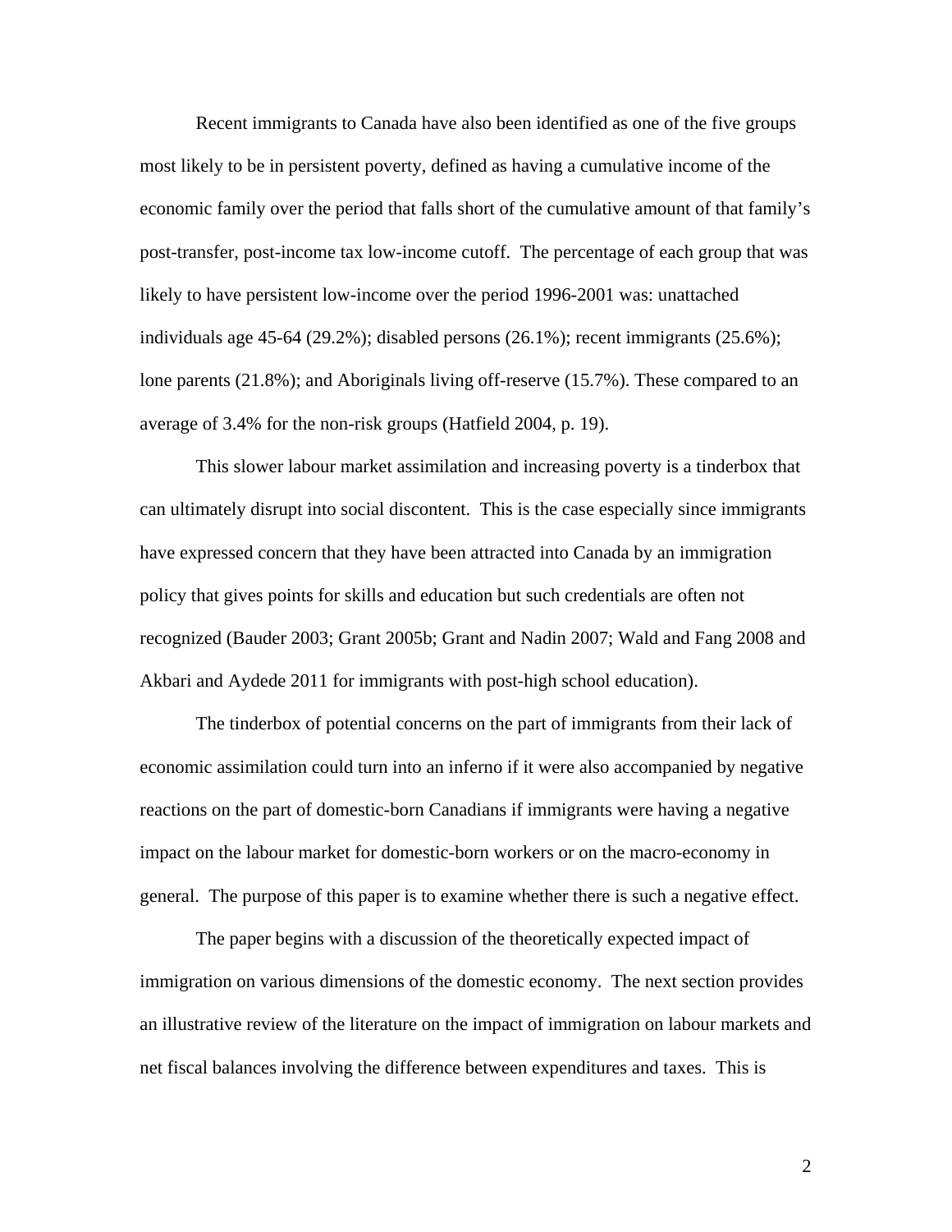Recent immigrants to Canada have also been identified as one of the five groups most likely to be in persistent poverty, defined as having a cumulative income of the economic family over the period that falls short of the cumulative amount of that family's post-transfer, post-income tax low-income cutoff. The percentage of each group that was likely to have persistent low-income over the period 1996-2001 was: unattached individuals age 45-64 (29.2%); disabled persons (26.1%); recent immigrants (25.6%); lone parents (21.8%); and Aboriginals living off-reserve (15.7%). These compared to an average of 3.4% for the non-risk groups (Hatfield 2004, p. 19).

This slower labour market assimilation and increasing poverty is a tinderbox that can ultimately disrupt into social discontent. This is the case especially since immigrants have expressed concern that they have been attracted into Canada by an immigration policy that gives points for skills and education but such credentials are often not recognized (Bauder 2003; Grant 2005b; Grant and Nadin 2007; Wald and Fang 2008 and Akbari and Aydede 2011 for immigrants with post-high school education).

The tinderbox of potential concerns on the part of immigrants from their lack of economic assimilation could turn into an inferno if it were also accompanied by negative reactions on the part of domestic-born Canadians if immigrants were having a negative impact on the labour market for domestic-born workers or on the macro-economy in general. The purpose of this paper is to examine whether there is such a negative effect.

The paper begins with a discussion of the theoretically expected impact of immigration on various dimensions of the domestic economy. The next section provides an illustrative review of the literature on the impact of immigration on labour markets and net fiscal balances involving the difference between expenditures and taxes. This is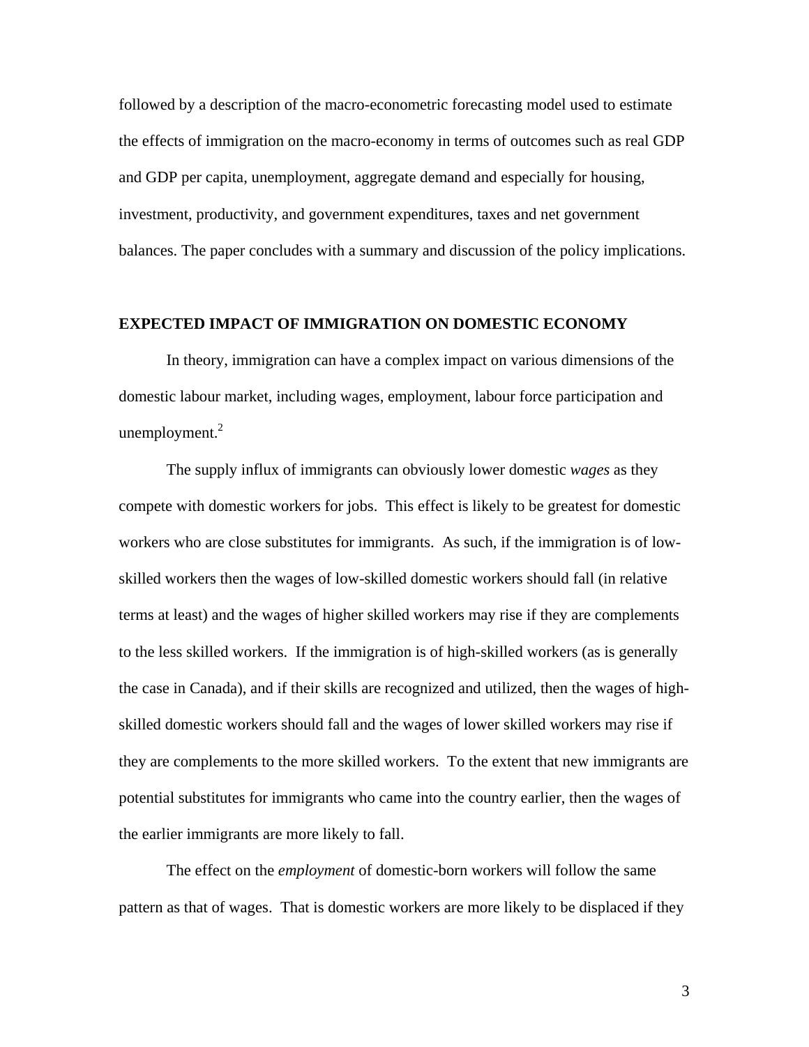followed by a description of the macro-econometric forecasting model used to estimate the effects of immigration on the macro-economy in terms of outcomes such as real GDP and GDP per capita, unemployment, aggregate demand and especially for housing, investment, productivity, and government expenditures, taxes and net government balances. The paper concludes with a summary and discussion of the policy implications.

## EXPECTED IMPACT OF IMMIGRATION ON DOMESTIC ECONOMY

In theory, immigration can have a complex impact on various dimensions of the domestic labour market, including wages, employment, labour force participation and unemployment.[2]

The supply influx of immigrants can obviously lower domestic *wages* as they compete with domestic workers for jobs. This effect is likely to be greatest for domestic workers who are close substitutes for immigrants. As such, if the immigration is of low-skilled workers then the wages of low-skilled domestic workers should fall (in relative terms at least) and the wages of higher skilled workers may rise if they are complements to the less skilled workers. If the immigration is of high-skilled workers (as is generally the case in Canada), and if their skills are recognized and utilized, then the wages of high-skilled domestic workers should fall and the wages of lower skilled workers may rise if they are complements to the more skilled workers. To the extent that new immigrants are potential substitutes for immigrants who came into the country earlier, then the wages of the earlier immigrants are more likely to fall.

The effect on the *employment* of domestic-born workers will follow the same pattern as that of wages. That is domestic workers are more likely to be displaced if they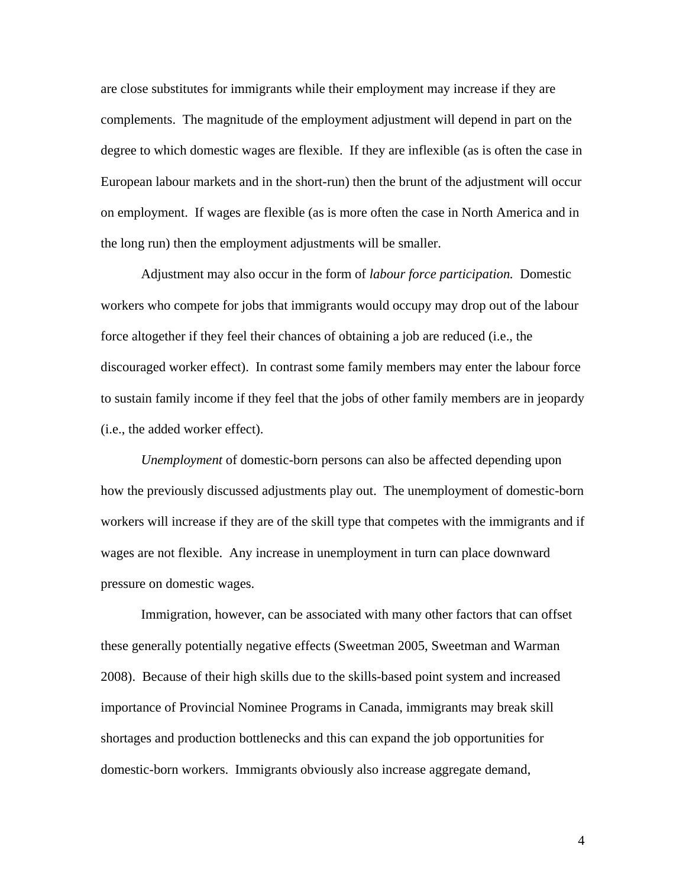are close substitutes for immigrants while their employment may increase if they are complements. The magnitude of the employment adjustment will depend in part on the degree to which domestic wages are flexible. If they are inflexible (as is often the case in European labour markets and in the short-run) then the brunt of the adjustment will occur on employment. If wages are flexible (as is more often the case in North America and in the long run) then the employment adjustments will be smaller.

Adjustment may also occur in the form of *labour force participation.* Domestic workers who compete for jobs that immigrants would occupy may drop out of the labour force altogether if they feel their chances of obtaining a job are reduced (i.e., the discouraged worker effect). In contrast some family members may enter the labour force to sustain family income if they feel that the jobs of other family members are in jeopardy (i.e., the added worker effect).

*Unemployment* of domestic-born persons can also be affected depending upon how the previously discussed adjustments play out. The unemployment of domestic-born workers will increase if they are of the skill type that competes with the immigrants and if wages are not flexible. Any increase in unemployment in turn can place downward pressure on domestic wages.

Immigration, however, can be associated with many other factors that can offset these generally potentially negative effects (Sweetman 2005, Sweetman and Warman 2008). Because of their high skills due to the skills-based point system and increased importance of Provincial Nominee Programs in Canada, immigrants may break skill shortages and production bottlenecks and this can expand the job opportunities for domestic-born workers. Immigrants obviously also increase aggregate demand,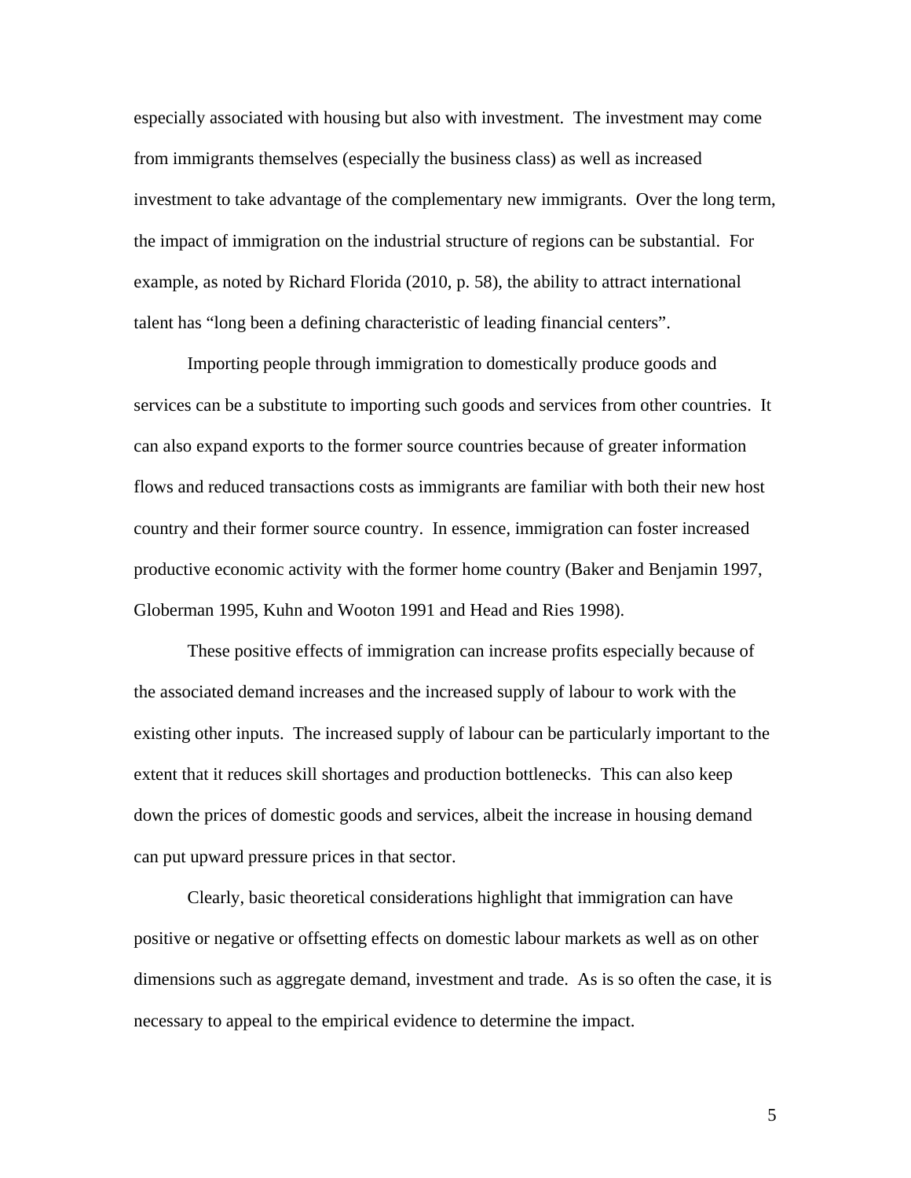especially associated with housing but also with investment. The investment may come from immigrants themselves (especially the business class) as well as increased investment to take advantage of the complementary new immigrants. Over the long term, the impact of immigration on the industrial structure of regions can be substantial. For example, as noted by Richard Florida (2010, p. 58), the ability to attract international talent has "long been a defining characteristic of leading financial centers".

Importing people through immigration to domestically produce goods and services can be a substitute to importing such goods and services from other countries. It can also expand exports to the former source countries because of greater information flows and reduced transactions costs as immigrants are familiar with both their new host country and their former source country. In essence, immigration can foster increased productive economic activity with the former home country (Baker and Benjamin 1997, Globerman 1995, Kuhn and Wooton 1991 and Head and Ries 1998).

These positive effects of immigration can increase profits especially because of the associated demand increases and the increased supply of labour to work with the existing other inputs. The increased supply of labour can be particularly important to the extent that it reduces skill shortages and production bottlenecks. This can also keep down the prices of domestic goods and services, albeit the increase in housing demand can put upward pressure prices in that sector.

Clearly, basic theoretical considerations highlight that immigration can have positive or negative or offsetting effects on domestic labour markets as well as on other dimensions such as aggregate demand, investment and trade. As is so often the case, it is necessary to appeal to the empirical evidence to determine the impact.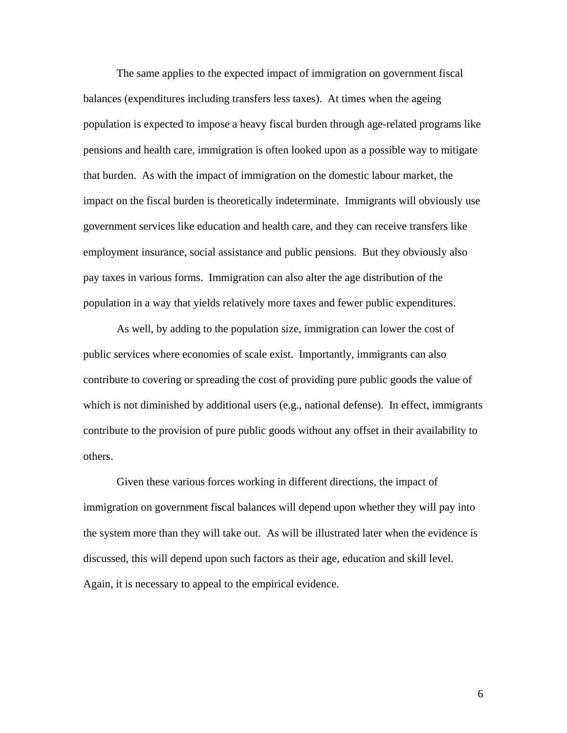The same applies to the expected impact of immigration on government fiscal balances (expenditures including transfers less taxes). At times when the ageing population is expected to impose a heavy fiscal burden through age-related programs like pensions and health care, immigration is often looked upon as a possible way to mitigate that burden. As with the impact of immigration on the domestic labour market, the impact on the fiscal burden is theoretically indeterminate. Immigrants will obviously use government services like education and health care, and they can receive transfers like employment insurance, social assistance and public pensions. But they obviously also pay taxes in various forms. Immigration can also alter the age distribution of the population in a way that yields relatively more taxes and fewer public expenditures.

As well, by adding to the population size, immigration can lower the cost of public services where economies of scale exist. Importantly, immigrants can also contribute to covering or spreading the cost of providing pure public goods the value of which is not diminished by additional users (e.g., national defense). In effect, immigrants contribute to the provision of pure public goods without any offset in their availability to others.

Given these various forces working in different directions, the impact of immigration on government fiscal balances will depend upon whether they will pay into the system more than they will take out. As will be illustrated later when the evidence is discussed, this will depend upon such factors as their age, education and skill level. Again, it is necessary to appeal to the empirical evidence.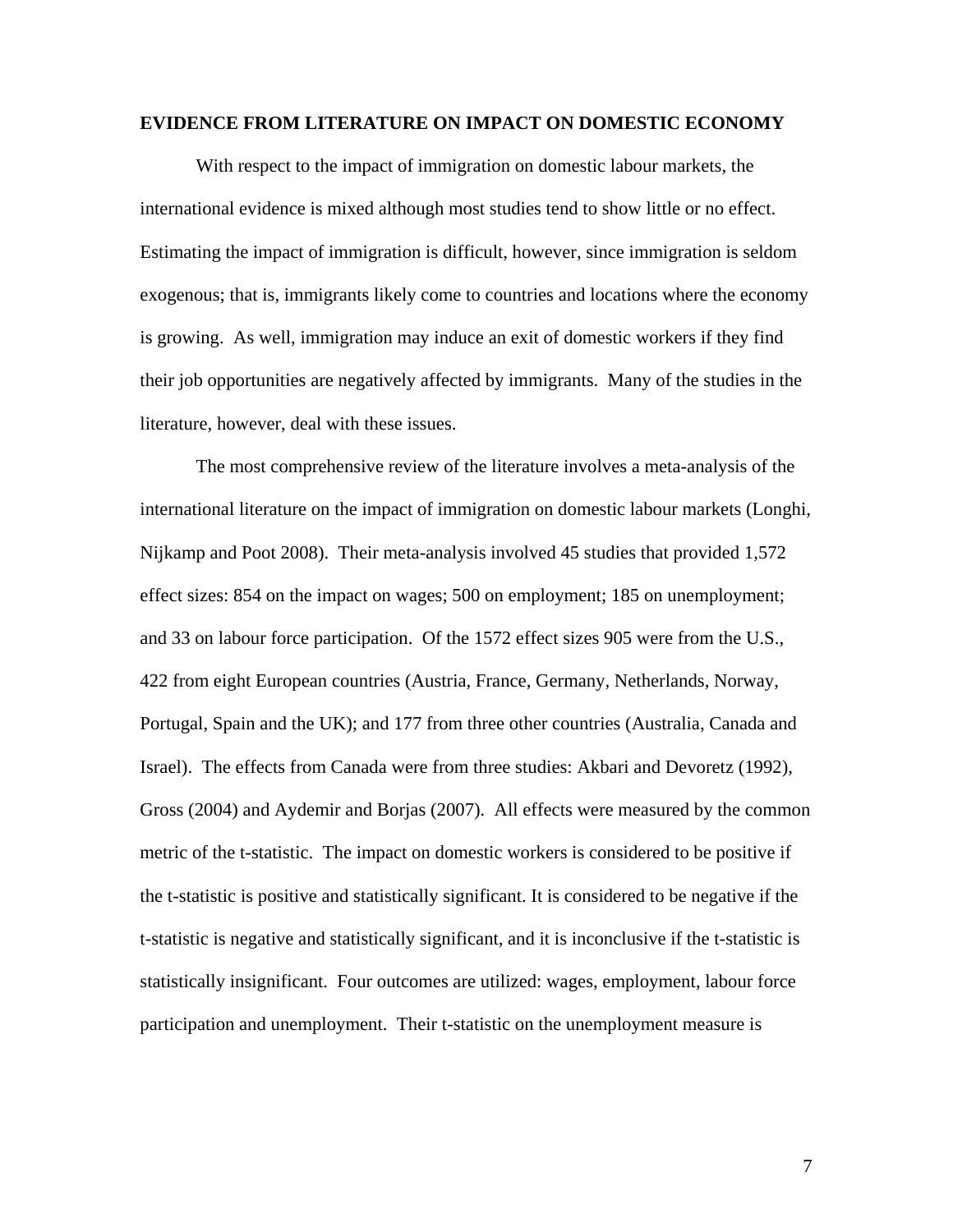## EVIDENCE FROM LITERATURE ON IMPACT ON DOMESTIC ECONOMY

With respect to the impact of immigration on domestic labour markets, the international evidence is mixed although most studies tend to show little or no effect. Estimating the impact of immigration is difficult, however, since immigration is seldom exogenous; that is, immigrants likely come to countries and locations where the economy is growing. As well, immigration may induce an exit of domestic workers if they find their job opportunities are negatively affected by immigrants. Many of the studies in the literature, however, deal with these issues.

The most comprehensive review of the literature involves a meta-analysis of the international literature on the impact of immigration on domestic labour markets (Longhi, Nijkamp and Poot 2008). Their meta-analysis involved 45 studies that provided 1,572 effect sizes: 854 on the impact on wages; 500 on employment; 185 on unemployment; and 33 on labour force participation. Of the 1572 effect sizes 905 were from the U.S., 422 from eight European countries (Austria, France, Germany, Netherlands, Norway, Portugal, Spain and the UK); and 177 from three other countries (Australia, Canada and Israel). The effects from Canada were from three studies: Akbari and Devoretz (1992), Gross (2004) and Aydemir and Borjas (2007). All effects were measured by the common metric of the t-statistic. The impact on domestic workers is considered to be positive if the t-statistic is positive and statistically significant. It is considered to be negative if the t-statistic is negative and statistically significant, and it is inconclusive if the t-statistic is statistically insignificant. Four outcomes are utilized: wages, employment, labour force participation and unemployment. Their t-statistic on the unemployment measure is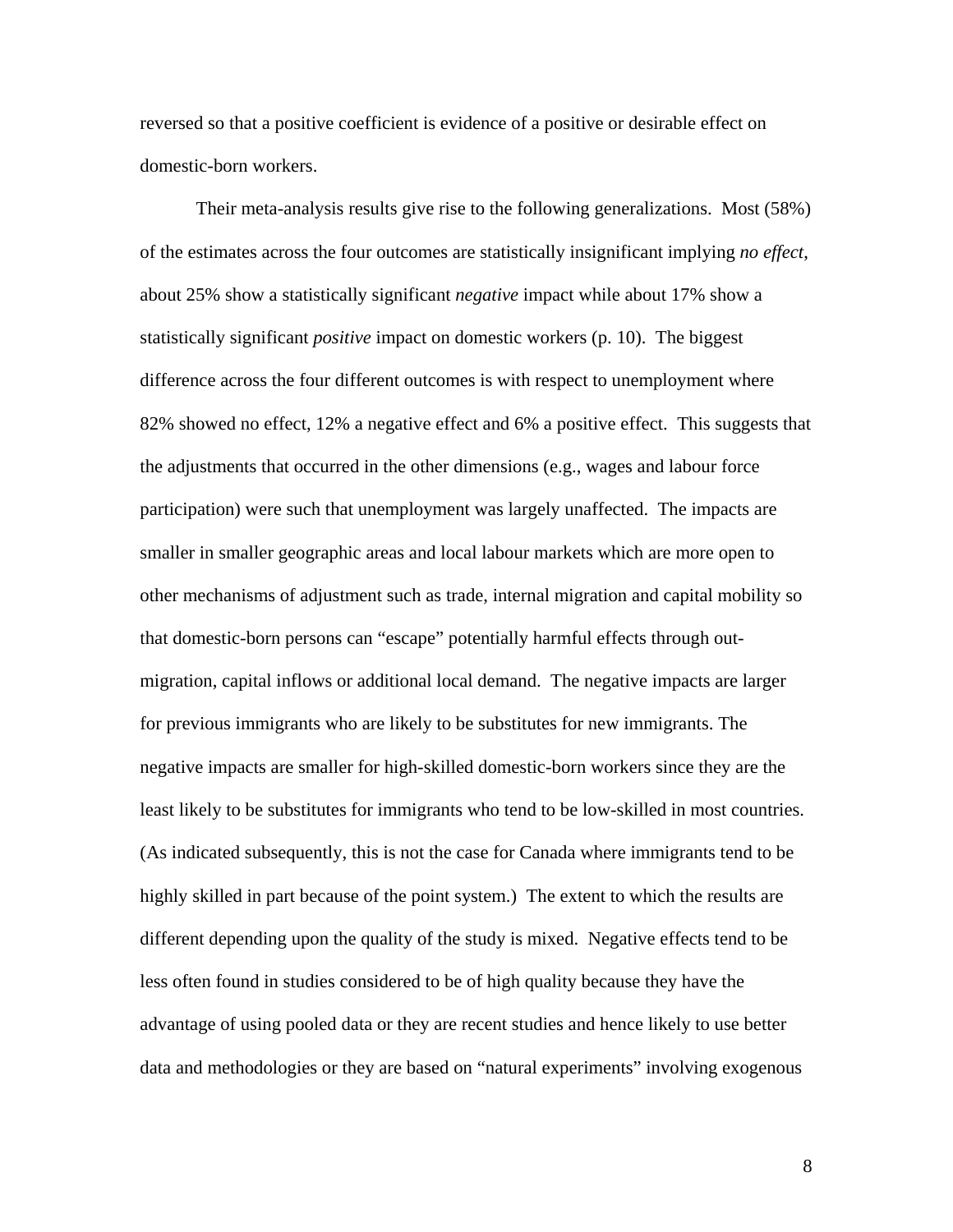reversed so that a positive coefficient is evidence of a positive or desirable effect on domestic-born workers.

Their meta-analysis results give rise to the following generalizations. Most (58%) of the estimates across the four outcomes are statistically insignificant implying *no effect*, about 25% show a statistically significant *negative* impact while about 17% show a statistically significant *positive* impact on domestic workers (p. 10). The biggest difference across the four different outcomes is with respect to unemployment where 82% showed no effect, 12% a negative effect and 6% a positive effect. This suggests that the adjustments that occurred in the other dimensions (e.g., wages and labour force participation) were such that unemployment was largely unaffected. The impacts are smaller in smaller geographic areas and local labour markets which are more open to other mechanisms of adjustment such as trade, internal migration and capital mobility so that domestic-born persons can "escape" potentially harmful effects through out-migration, capital inflows or additional local demand. The negative impacts are larger for previous immigrants who are likely to be substitutes for new immigrants. The negative impacts are smaller for high-skilled domestic-born workers since they are the least likely to be substitutes for immigrants who tend to be low-skilled in most countries. (As indicated subsequently, this is not the case for Canada where immigrants tend to be highly skilled in part because of the point system.) The extent to which the results are different depending upon the quality of the study is mixed. Negative effects tend to be less often found in studies considered to be of high quality because they have the advantage of using pooled data or they are recent studies and hence likely to use better data and methodologies or they are based on "natural experiments" involving exogenous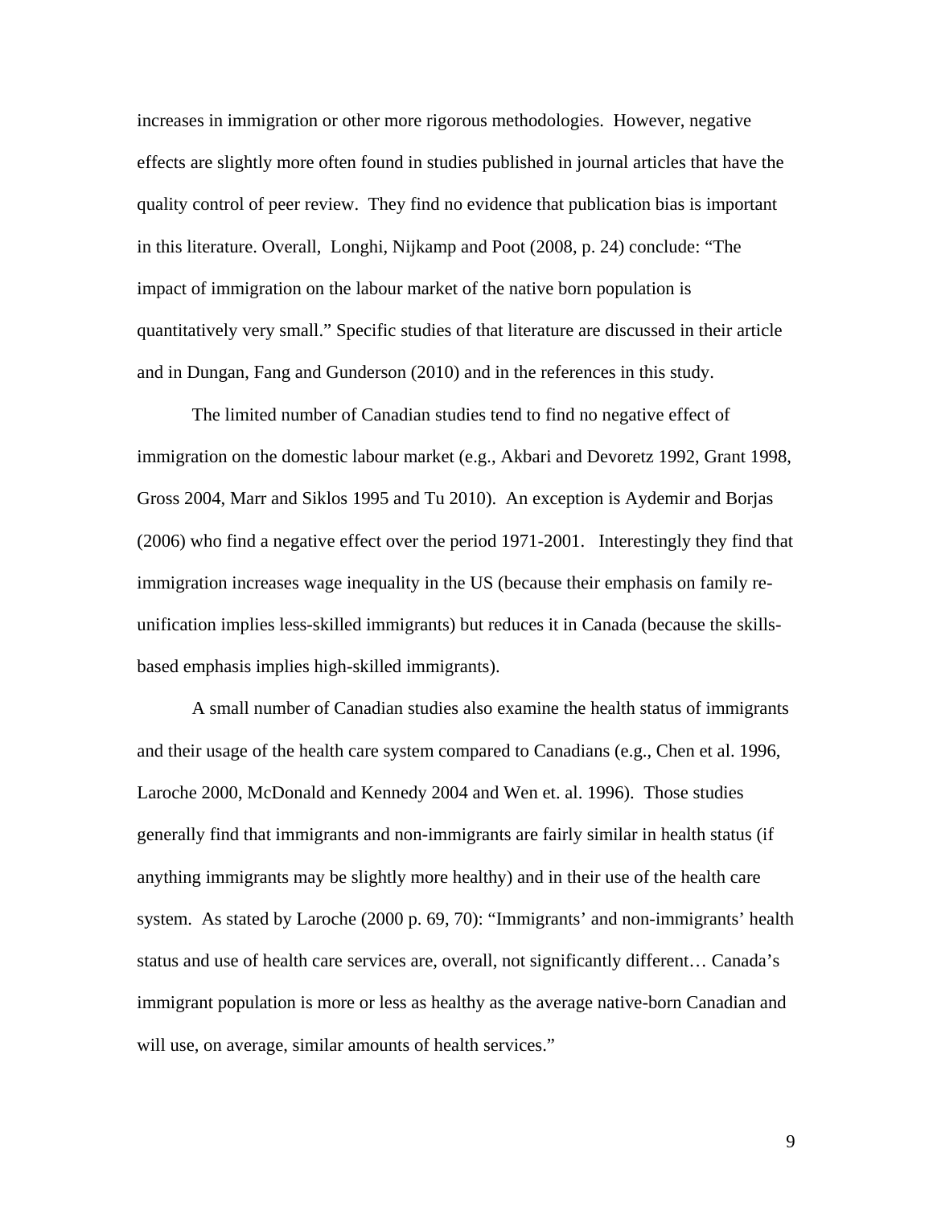increases in immigration or other more rigorous methodologies. However, negative effects are slightly more often found in studies published in journal articles that have the quality control of peer review. They find no evidence that publication bias is important in this literature. Overall, Longhi, Nijkamp and Poot (2008, p. 24) conclude: "The impact of immigration on the labour market of the native born population is quantitatively very small." Specific studies of that literature are discussed in their article and in Dungan, Fang and Gunderson (2010) and in the references in this study.

The limited number of Canadian studies tend to find no negative effect of immigration on the domestic labour market (e.g., Akbari and Devoretz 1992, Grant 1998, Gross 2004, Marr and Siklos 1995 and Tu 2010). An exception is Aydemir and Borjas (2006) who find a negative effect over the period 1971-2001. Interestingly they find that immigration increases wage inequality in the US (because their emphasis on family re-unification implies less-skilled immigrants) but reduces it in Canada (because the skills-based emphasis implies high-skilled immigrants).

A small number of Canadian studies also examine the health status of immigrants and their usage of the health care system compared to Canadians (e.g., Chen et al. 1996, Laroche 2000, McDonald and Kennedy 2004 and Wen et. al. 1996). Those studies generally find that immigrants and non-immigrants are fairly similar in health status (if anything immigrants may be slightly more healthy) and in their use of the health care system. As stated by Laroche (2000 p. 69, 70): "Immigrants' and non-immigrants' health status and use of health care services are, overall, not significantly different… Canada's immigrant population is more or less as healthy as the average native-born Canadian and will use, on average, similar amounts of health services."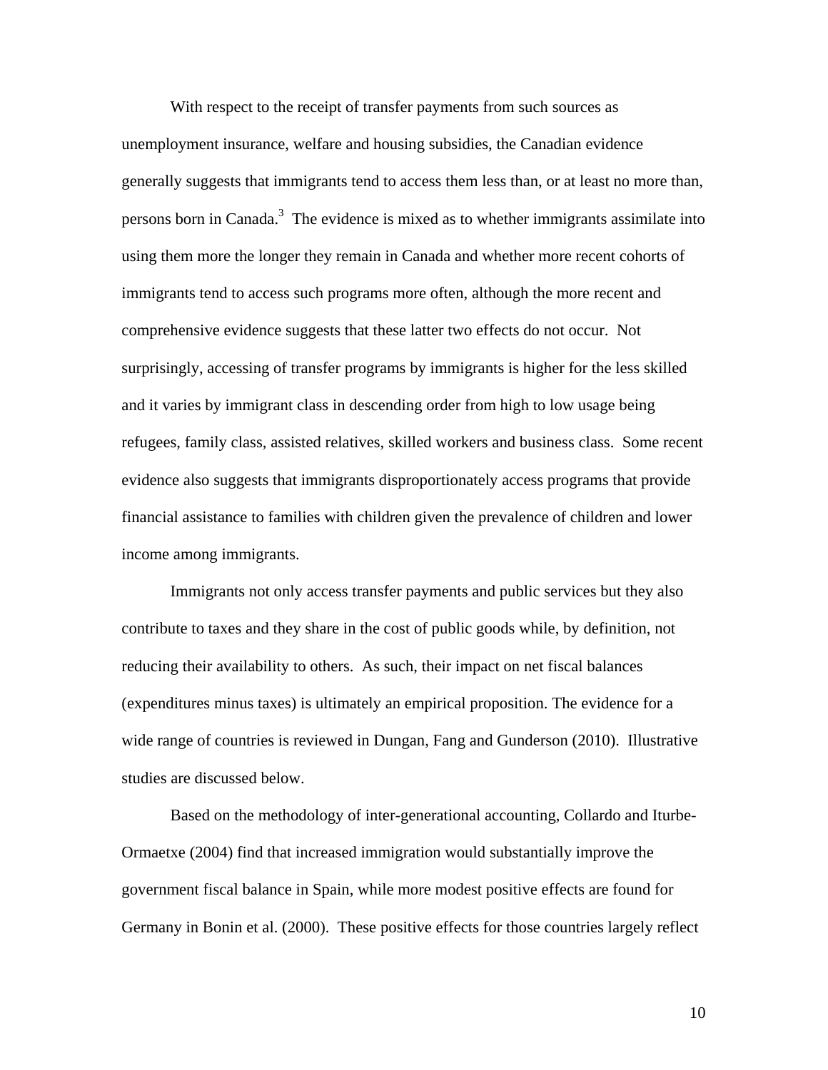With respect to the receipt of transfer payments from such sources as unemployment insurance, welfare and housing subsidies, the Canadian evidence generally suggests that immigrants tend to access them less than, or at least no more than, persons born in Canada.[3] The evidence is mixed as to whether immigrants assimilate into using them more the longer they remain in Canada and whether more recent cohorts of immigrants tend to access such programs more often, although the more recent and comprehensive evidence suggests that these latter two effects do not occur. Not surprisingly, accessing of transfer programs by immigrants is higher for the less skilled and it varies by immigrant class in descending order from high to low usage being refugees, family class, assisted relatives, skilled workers and business class. Some recent evidence also suggests that immigrants disproportionately access programs that provide financial assistance to families with children given the prevalence of children and lower income among immigrants.

Immigrants not only access transfer payments and public services but they also contribute to taxes and they share in the cost of public goods while, by definition, not reducing their availability to others. As such, their impact on net fiscal balances (expenditures minus taxes) is ultimately an empirical proposition. The evidence for a wide range of countries is reviewed in Dungan, Fang and Gunderson (2010). Illustrative studies are discussed below.

Based on the methodology of inter-generational accounting, Collardo and Iturbe-Ormaetxe (2004) find that increased immigration would substantially improve the government fiscal balance in Spain, while more modest positive effects are found for Germany in Bonin et al. (2000). These positive effects for those countries largely reflect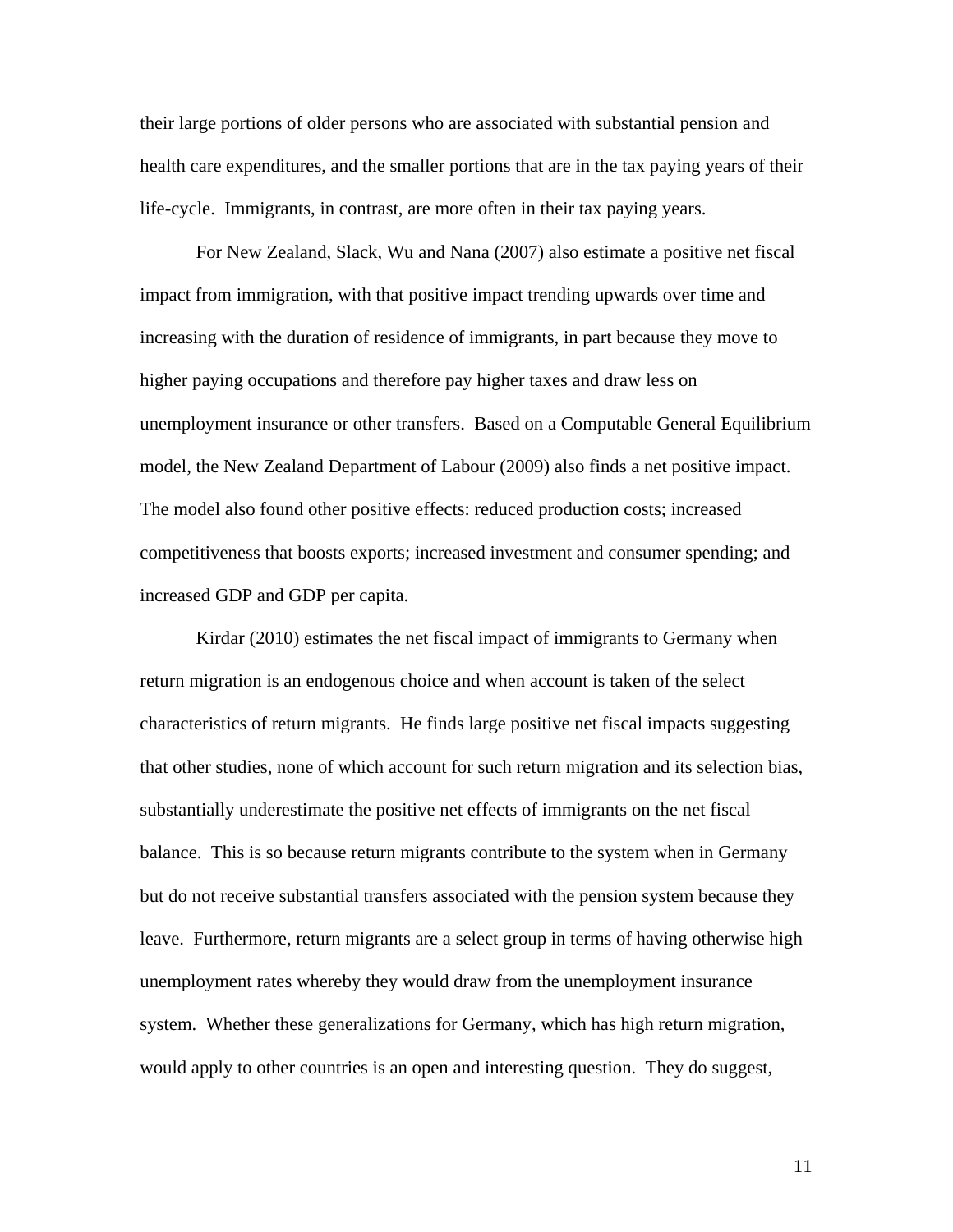their large portions of older persons who are associated with substantial pension and health care expenditures, and the smaller portions that are in the tax paying years of their life-cycle. Immigrants, in contrast, are more often in their tax paying years.

For New Zealand, Slack, Wu and Nana (2007) also estimate a positive net fiscal impact from immigration, with that positive impact trending upwards over time and increasing with the duration of residence of immigrants, in part because they move to higher paying occupations and therefore pay higher taxes and draw less on unemployment insurance or other transfers. Based on a Computable General Equilibrium model, the New Zealand Department of Labour (2009) also finds a net positive impact. The model also found other positive effects: reduced production costs; increased competitiveness that boosts exports; increased investment and consumer spending; and increased GDP and GDP per capita.

Kirdar (2010) estimates the net fiscal impact of immigrants to Germany when return migration is an endogenous choice and when account is taken of the select characteristics of return migrants. He finds large positive net fiscal impacts suggesting that other studies, none of which account for such return migration and its selection bias, substantially underestimate the positive net effects of immigrants on the net fiscal balance. This is so because return migrants contribute to the system when in Germany but do not receive substantial transfers associated with the pension system because they leave. Furthermore, return migrants are a select group in terms of having otherwise high unemployment rates whereby they would draw from the unemployment insurance system. Whether these generalizations for Germany, which has high return migration, would apply to other countries is an open and interesting question. They do suggest,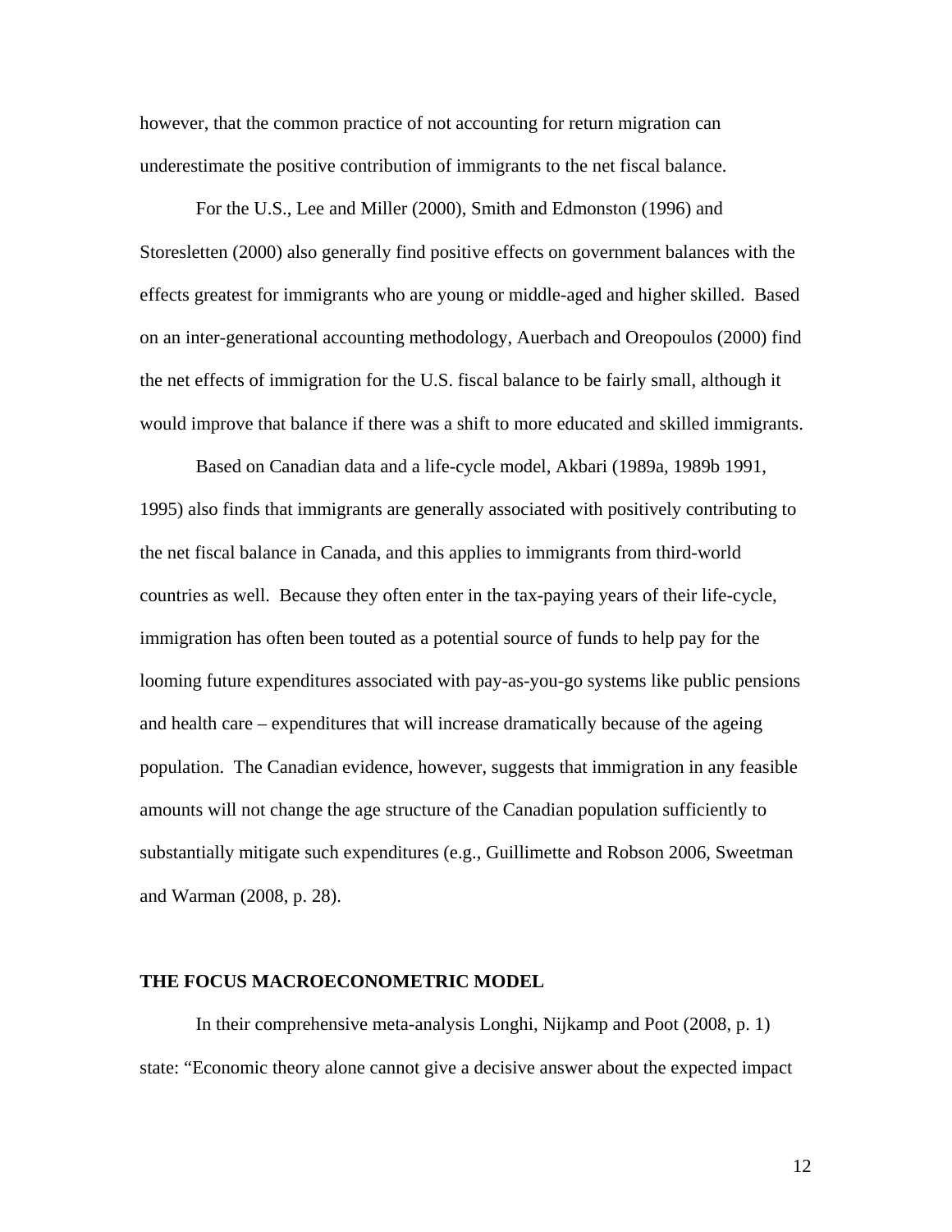however, that the common practice of not accounting for return migration can underestimate the positive contribution of immigrants to the net fiscal balance.

For the U.S., Lee and Miller (2000), Smith and Edmonston (1996) and Storesletten (2000) also generally find positive effects on government balances with the effects greatest for immigrants who are young or middle-aged and higher skilled. Based on an inter-generational accounting methodology, Auerbach and Oreopoulos (2000) find the net effects of immigration for the U.S. fiscal balance to be fairly small, although it would improve that balance if there was a shift to more educated and skilled immigrants.

Based on Canadian data and a life-cycle model, Akbari (1989a, 1989b 1991, 1995) also finds that immigrants are generally associated with positively contributing to the net fiscal balance in Canada, and this applies to immigrants from third-world countries as well. Because they often enter in the tax-paying years of their life-cycle, immigration has often been touted as a potential source of funds to help pay for the looming future expenditures associated with pay-as-you-go systems like public pensions and health care – expenditures that will increase dramatically because of the ageing population. The Canadian evidence, however, suggests that immigration in any feasible amounts will not change the age structure of the Canadian population sufficiently to substantially mitigate such expenditures (e.g., Guillimette and Robson 2006, Sweetman and Warman (2008, p. 28).

## THE FOCUS MACROECONOMETRIC MODEL

In their comprehensive meta-analysis Longhi, Nijkamp and Poot (2008, p. 1) state: "Economic theory alone cannot give a decisive answer about the expected impact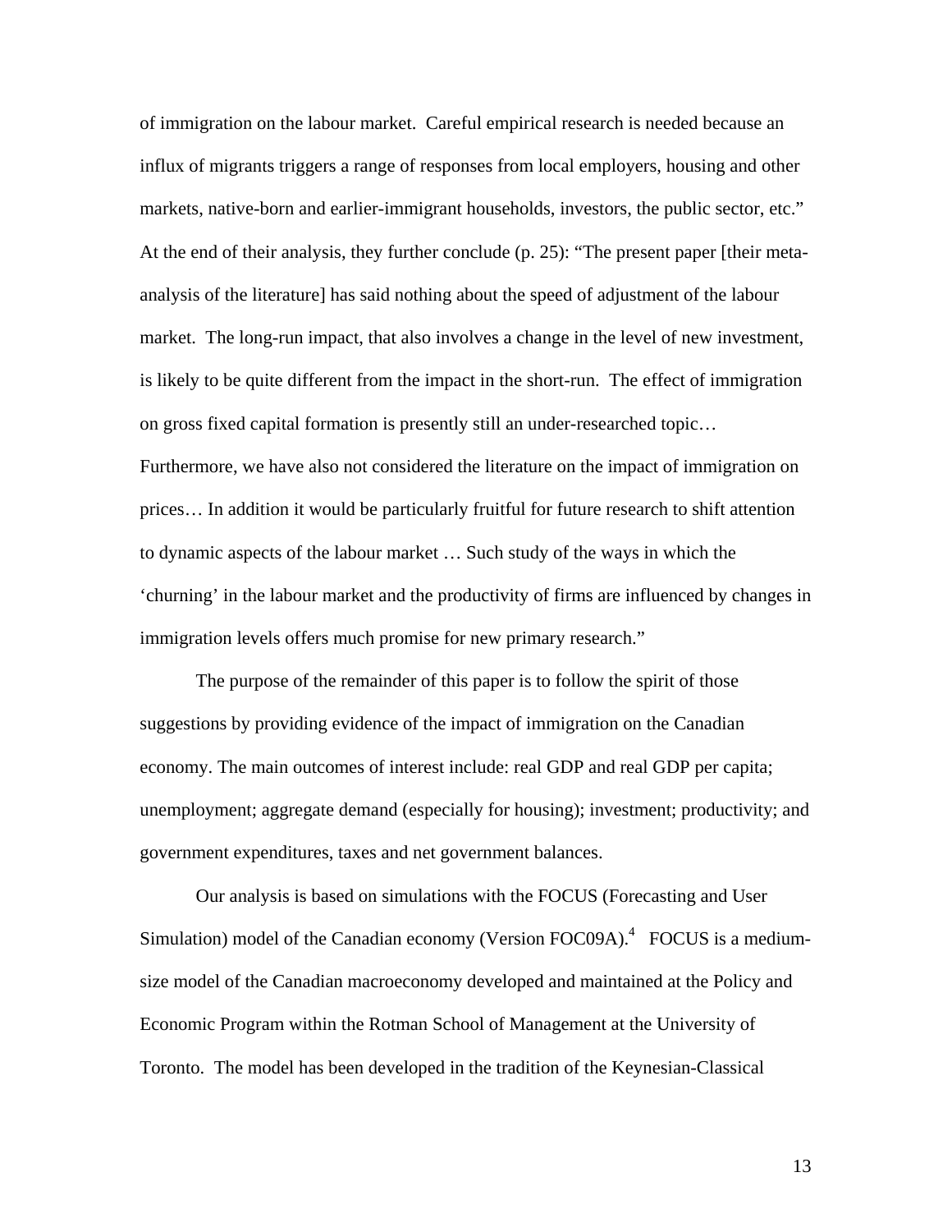of immigration on the labour market. Careful empirical research is needed because an influx of migrants triggers a range of responses from local employers, housing and other markets, native-born and earlier-immigrant households, investors, the public sector, etc." At the end of their analysis, they further conclude (p. 25): "The present paper [their meta-analysis of the literature] has said nothing about the speed of adjustment of the labour market. The long-run impact, that also involves a change in the level of new investment, is likely to be quite different from the impact in the short-run. The effect of immigration on gross fixed capital formation is presently still an under-researched topic… Furthermore, we have also not considered the literature on the impact of immigration on prices… In addition it would be particularly fruitful for future research to shift attention to dynamic aspects of the labour market … Such study of the ways in which the 'churning' in the labour market and the productivity of firms are influenced by changes in immigration levels offers much promise for new primary research."

The purpose of the remainder of this paper is to follow the spirit of those suggestions by providing evidence of the impact of immigration on the Canadian economy. The main outcomes of interest include: real GDP and real GDP per capita; unemployment; aggregate demand (especially for housing); investment; productivity; and government expenditures, taxes and net government balances.

Our analysis is based on simulations with the FOCUS (Forecasting and User Simulation) model of the Canadian economy (Version FOC09A).[4] FOCUS is a medium-size model of the Canadian macroeconomy developed and maintained at the Policy and Economic Program within the Rotman School of Management at the University of Toronto. The model has been developed in the tradition of the Keynesian-Classical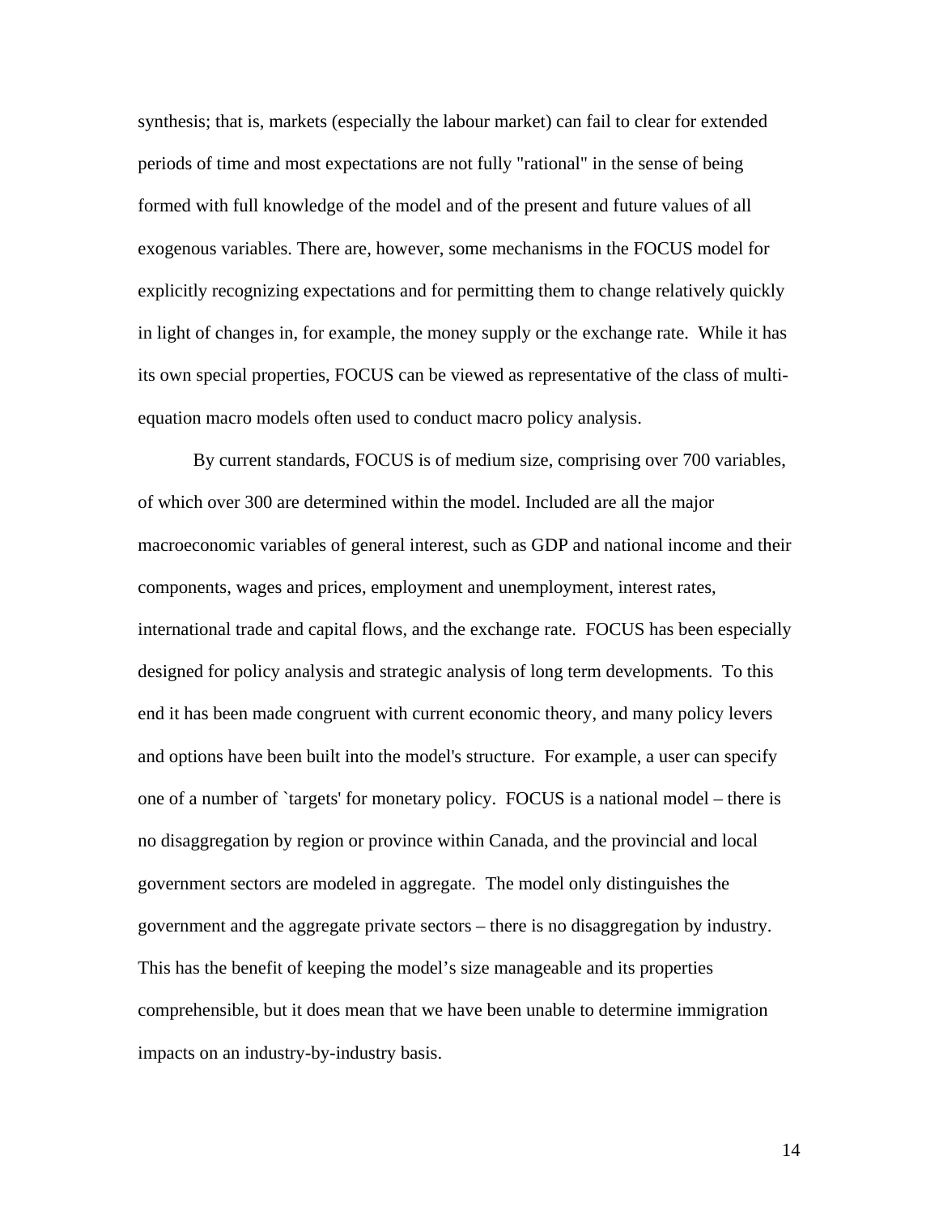synthesis; that is, markets (especially the labour market) can fail to clear for extended periods of time and most expectations are not fully "rational" in the sense of being formed with full knowledge of the model and of the present and future values of all exogenous variables. There are, however, some mechanisms in the FOCUS model for explicitly recognizing expectations and for permitting them to change relatively quickly in light of changes in, for example, the money supply or the exchange rate. While it has its own special properties, FOCUS can be viewed as representative of the class of multi-equation macro models often used to conduct macro policy analysis.

By current standards, FOCUS is of medium size, comprising over 700 variables, of which over 300 are determined within the model. Included are all the major macroeconomic variables of general interest, such as GDP and national income and their components, wages and prices, employment and unemployment, interest rates, international trade and capital flows, and the exchange rate. FOCUS has been especially designed for policy analysis and strategic analysis of long term developments. To this end it has been made congruent with current economic theory, and many policy levers and options have been built into the model's structure. For example, a user can specify one of a number of `targets' for monetary policy. FOCUS is a national model – there is no disaggregation by region or province within Canada, and the provincial and local government sectors are modeled in aggregate. The model only distinguishes the government and the aggregate private sectors – there is no disaggregation by industry. This has the benefit of keeping the model's size manageable and its properties comprehensible, but it does mean that we have been unable to determine immigration impacts on an industry-by-industry basis.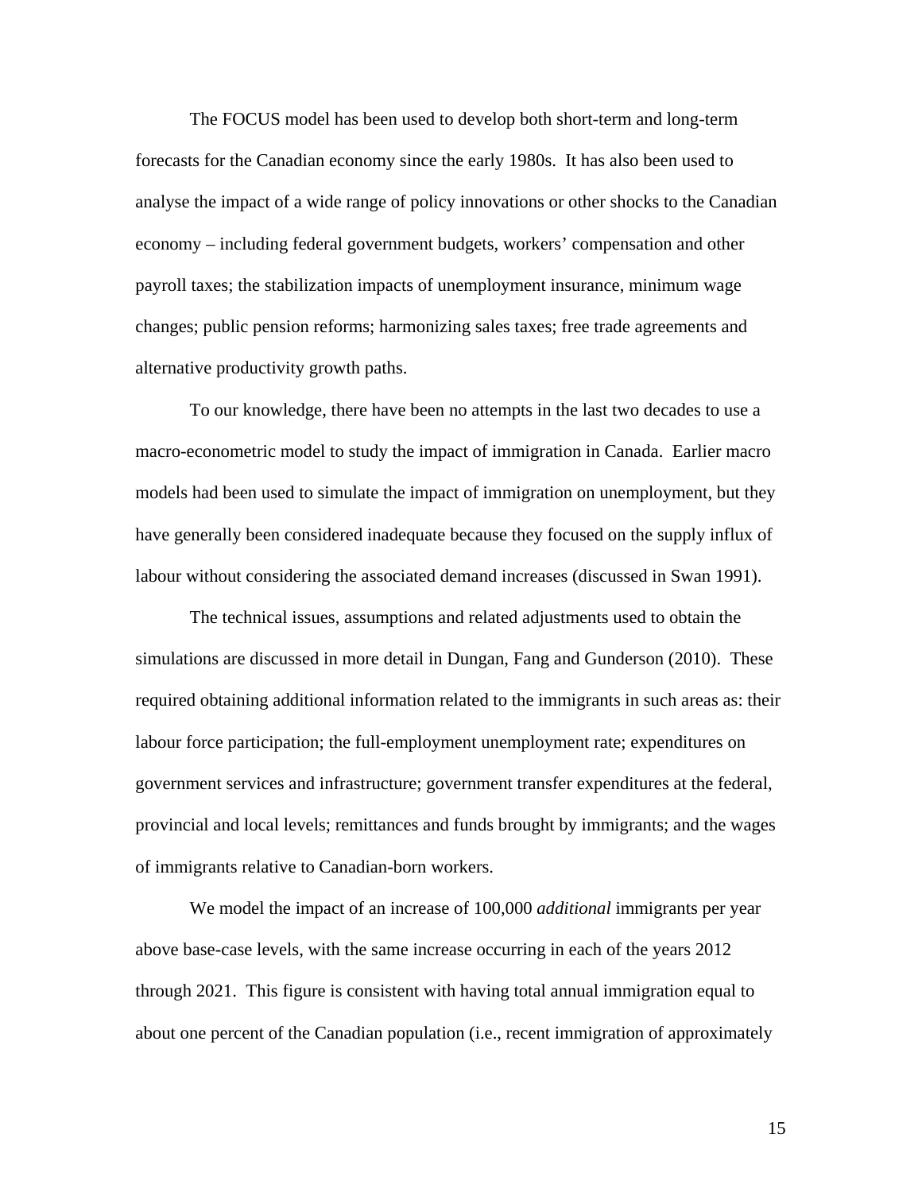The FOCUS model has been used to develop both short-term and long-term forecasts for the Canadian economy since the early 1980s. It has also been used to analyse the impact of a wide range of policy innovations or other shocks to the Canadian economy – including federal government budgets, workers' compensation and other payroll taxes; the stabilization impacts of unemployment insurance, minimum wage changes; public pension reforms; harmonizing sales taxes; free trade agreements and alternative productivity growth paths.

To our knowledge, there have been no attempts in the last two decades to use a macro-econometric model to study the impact of immigration in Canada. Earlier macro models had been used to simulate the impact of immigration on unemployment, but they have generally been considered inadequate because they focused on the supply influx of labour without considering the associated demand increases (discussed in Swan 1991).

The technical issues, assumptions and related adjustments used to obtain the simulations are discussed in more detail in Dungan, Fang and Gunderson (2010). These required obtaining additional information related to the immigrants in such areas as: their labour force participation; the full-employment unemployment rate; expenditures on government services and infrastructure; government transfer expenditures at the federal, provincial and local levels; remittances and funds brought by immigrants; and the wages of immigrants relative to Canadian-born workers.

We model the impact of an increase of 100,000 *additional* immigrants per year above base-case levels, with the same increase occurring in each of the years 2012 through 2021. This figure is consistent with having total annual immigration equal to about one percent of the Canadian population (i.e., recent immigration of approximately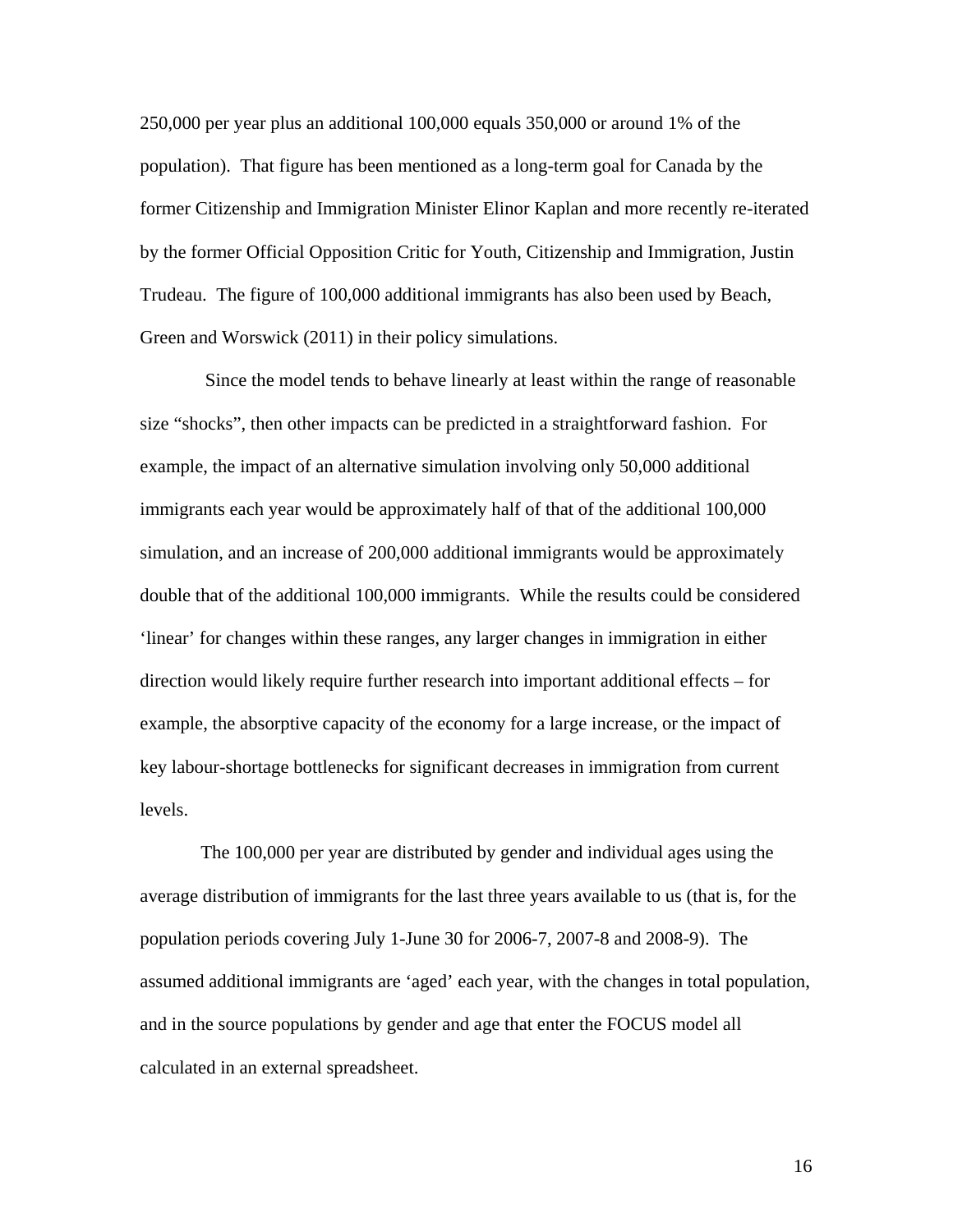250,000 per year plus an additional 100,000 equals 350,000 or around 1% of the population). That figure has been mentioned as a long-term goal for Canada by the former Citizenship and Immigration Minister Elinor Kaplan and more recently re-iterated by the former Official Opposition Critic for Youth, Citizenship and Immigration, Justin Trudeau. The figure of 100,000 additional immigrants has also been used by Beach, Green and Worswick (2011) in their policy simulations.

Since the model tends to behave linearly at least within the range of reasonable size "shocks", then other impacts can be predicted in a straightforward fashion. For example, the impact of an alternative simulation involving only 50,000 additional immigrants each year would be approximately half of that of the additional 100,000 simulation, and an increase of 200,000 additional immigrants would be approximately double that of the additional 100,000 immigrants. While the results could be considered 'linear' for changes within these ranges, any larger changes in immigration in either direction would likely require further research into important additional effects – for example, the absorptive capacity of the economy for a large increase, or the impact of key labour-shortage bottlenecks for significant decreases in immigration from current levels.

The 100,000 per year are distributed by gender and individual ages using the average distribution of immigrants for the last three years available to us (that is, for the population periods covering July 1-June 30 for 2006-7, 2007-8 and 2008-9). The assumed additional immigrants are 'aged' each year, with the changes in total population, and in the source populations by gender and age that enter the FOCUS model all calculated in an external spreadsheet.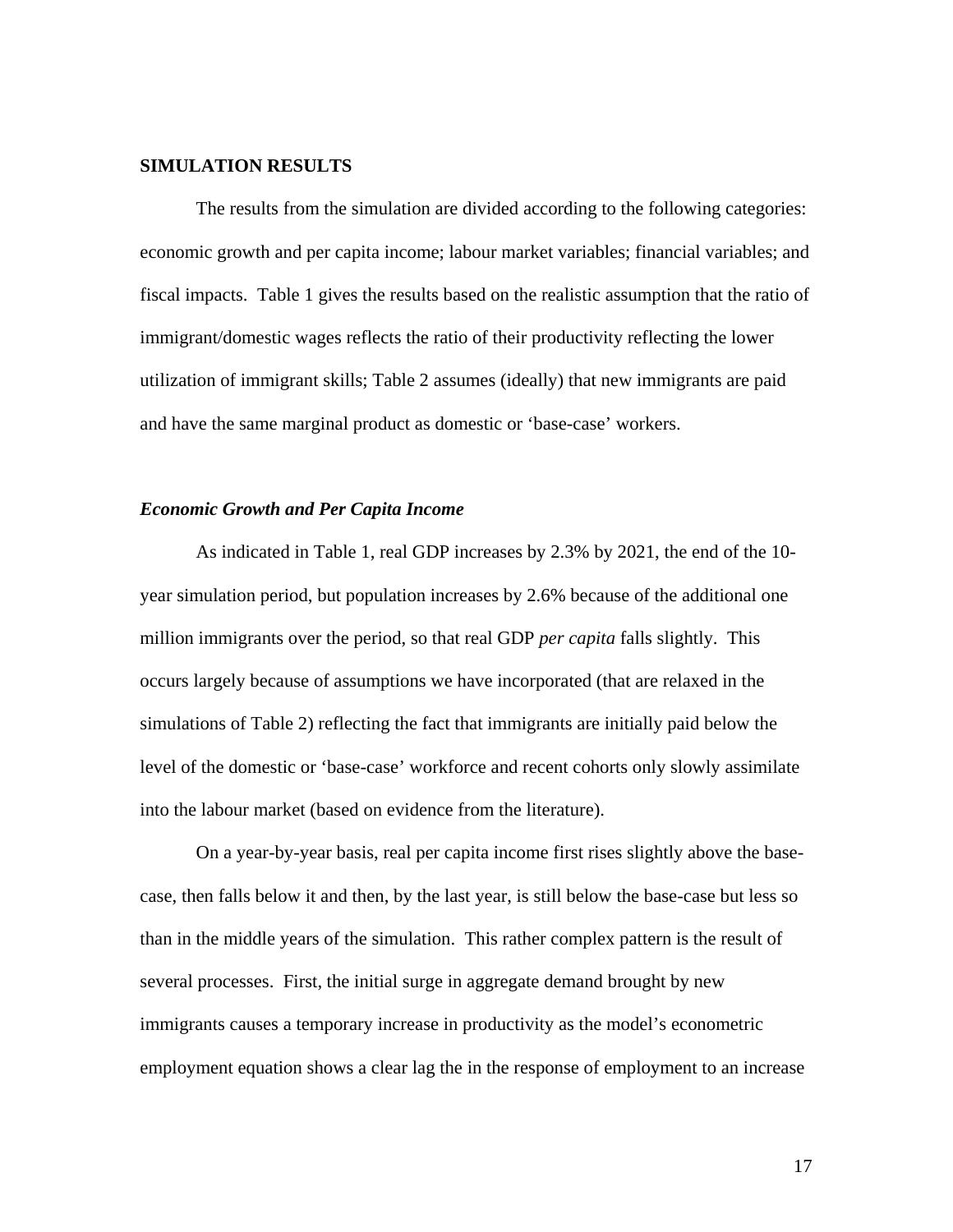## SIMULATION RESULTS

The results from the simulation are divided according to the following categories: economic growth and per capita income; labour market variables; financial variables; and fiscal impacts. Table 1 gives the results based on the realistic assumption that the ratio of immigrant/domestic wages reflects the ratio of their productivity reflecting the lower utilization of immigrant skills; Table 2 assumes (ideally) that new immigrants are paid and have the same marginal product as domestic or 'base-case' workers.

### *Economic Growth and Per Capita Income*

As indicated in Table 1, real GDP increases by 2.3% by 2021, the end of the 10-year simulation period, but population increases by 2.6% because of the additional one million immigrants over the period, so that real GDP *per capita* falls slightly. This occurs largely because of assumptions we have incorporated (that are relaxed in the simulations of Table 2) reflecting the fact that immigrants are initially paid below the level of the domestic or 'base-case' workforce and recent cohorts only slowly assimilate into the labour market (based on evidence from the literature).

On a year-by-year basis, real per capita income first rises slightly above the base-case, then falls below it and then, by the last year, is still below the base-case but less so than in the middle years of the simulation. This rather complex pattern is the result of several processes. First, the initial surge in aggregate demand brought by new immigrants causes a temporary increase in productivity as the model's econometric employment equation shows a clear lag the in the response of employment to an increase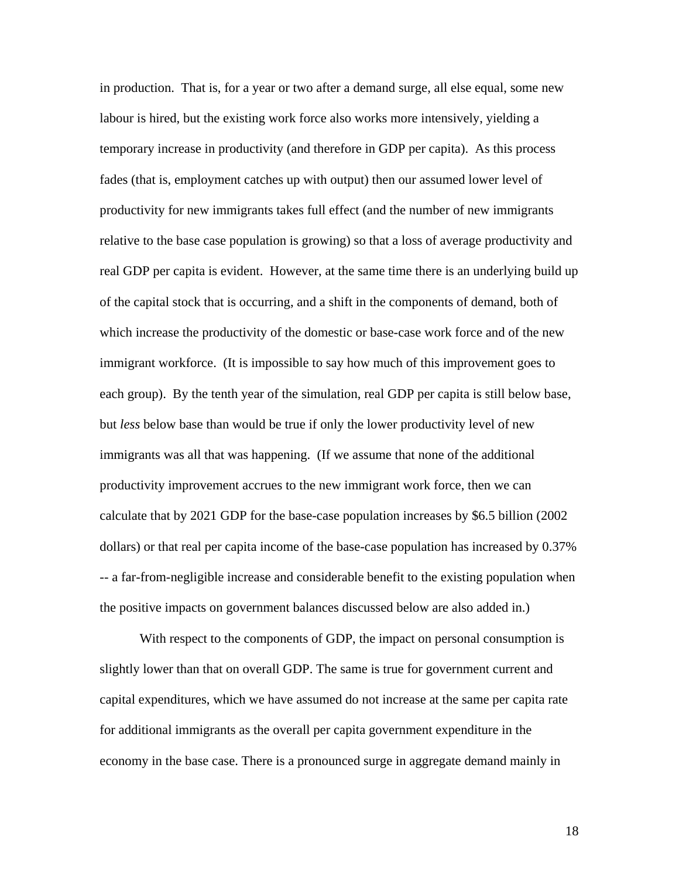in production. That is, for a year or two after a demand surge, all else equal, some new labour is hired, but the existing work force also works more intensively, yielding a temporary increase in productivity (and therefore in GDP per capita). As this process fades (that is, employment catches up with output) then our assumed lower level of productivity for new immigrants takes full effect (and the number of new immigrants relative to the base case population is growing) so that a loss of average productivity and real GDP per capita is evident. However, at the same time there is an underlying build up of the capital stock that is occurring, and a shift in the components of demand, both of which increase the productivity of the domestic or base-case work force and of the new immigrant workforce. (It is impossible to say how much of this improvement goes to each group). By the tenth year of the simulation, real GDP per capita is still below base, but *less* below base than would be true if only the lower productivity level of new immigrants was all that was happening. (If we assume that none of the additional productivity improvement accrues to the new immigrant work force, then we can calculate that by 2021 GDP for the base-case population increases by $6.5 billion (2002 dollars) or that real per capita income of the base-case population has increased by 0.37% -- a far-from-negligible increase and considerable benefit to the existing population when the positive impacts on government balances discussed below are also added in.)

With respect to the components of GDP, the impact on personal consumption is slightly lower than that on overall GDP. The same is true for government current and capital expenditures, which we have assumed do not increase at the same per capita rate for additional immigrants as the overall per capita government expenditure in the economy in the base case. There is a pronounced surge in aggregate demand mainly in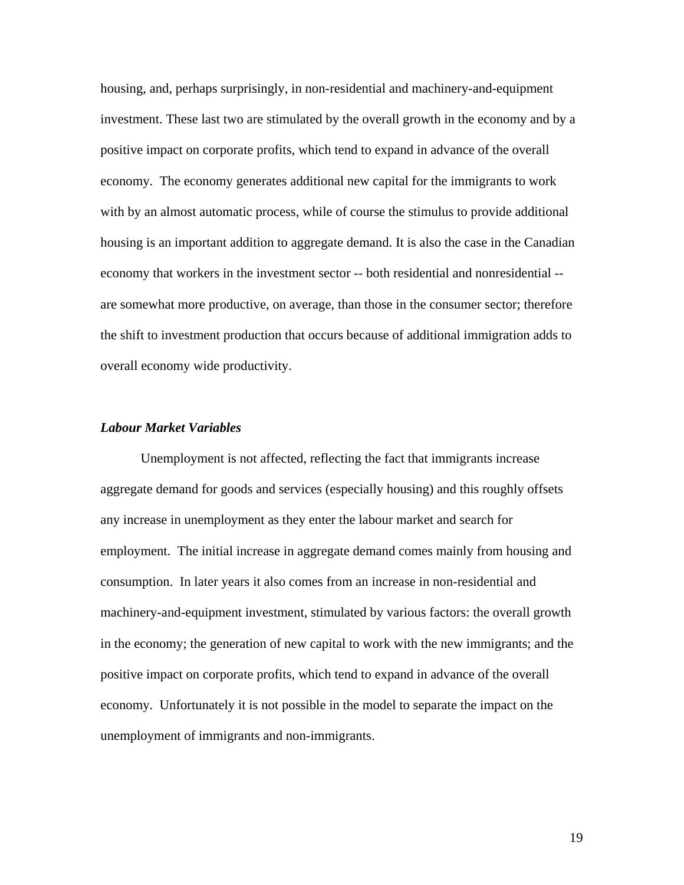housing, and, perhaps surprisingly, in non-residential and machinery-and-equipment investment. These last two are stimulated by the overall growth in the economy and by a positive impact on corporate profits, which tend to expand in advance of the overall economy. The economy generates additional new capital for the immigrants to work with by an almost automatic process, while of course the stimulus to provide additional housing is an important addition to aggregate demand. It is also the case in the Canadian economy that workers in the investment sector -- both residential and nonresidential -- are somewhat more productive, on average, than those in the consumer sector; therefore the shift to investment production that occurs because of additional immigration adds to overall economy wide productivity.

***Labour Market Variables***

Unemployment is not affected, reflecting the fact that immigrants increase aggregate demand for goods and services (especially housing) and this roughly offsets any increase in unemployment as they enter the labour market and search for employment. The initial increase in aggregate demand comes mainly from housing and consumption. In later years it also comes from an increase in non-residential and machinery-and-equipment investment, stimulated by various factors: the overall growth in the economy; the generation of new capital to work with the new immigrants; and the positive impact on corporate profits, which tend to expand in advance of the overall economy. Unfortunately it is not possible in the model to separate the impact on the unemployment of immigrants and non-immigrants.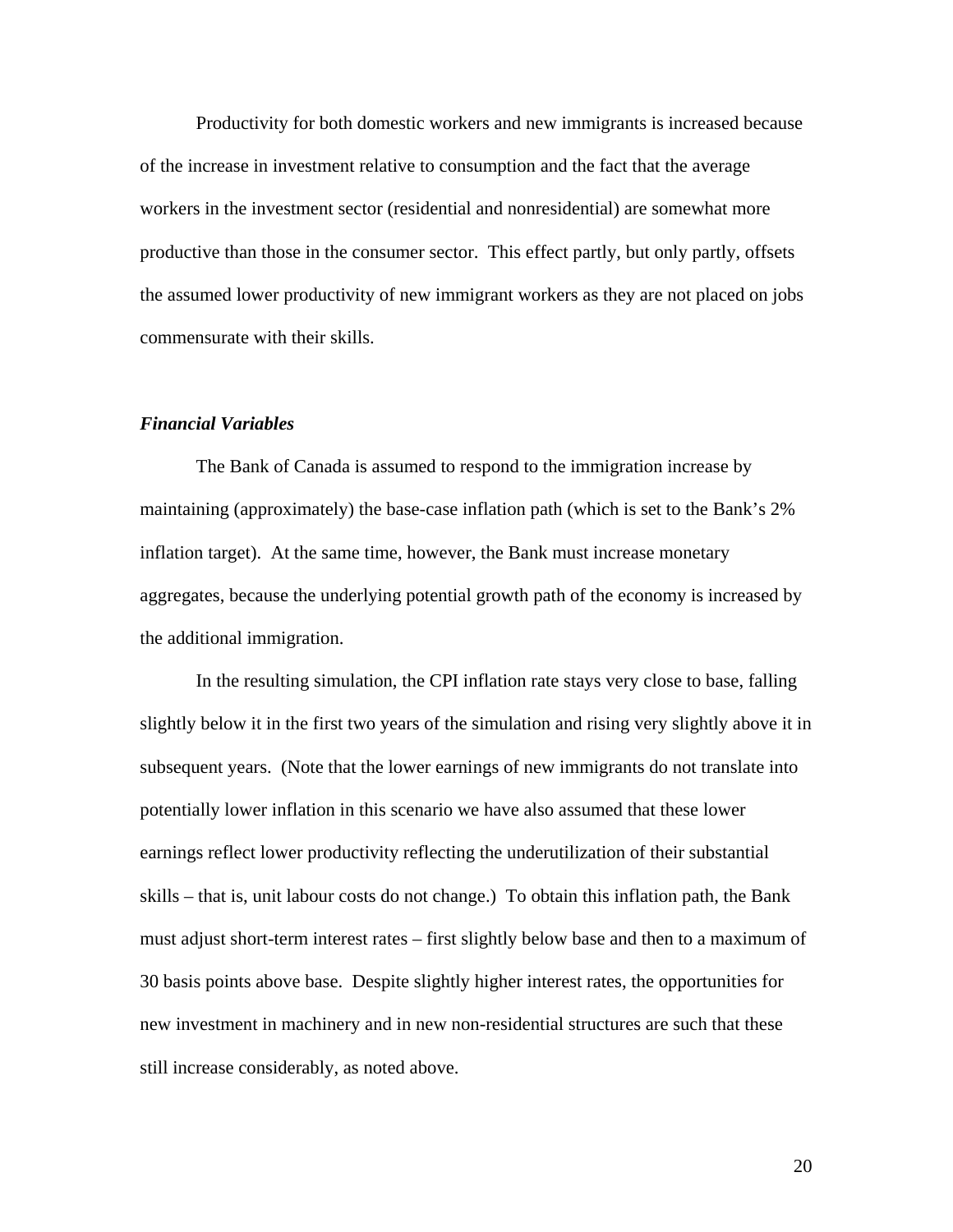Productivity for both domestic workers and new immigrants is increased because of the increase in investment relative to consumption and the fact that the average workers in the investment sector (residential and nonresidential) are somewhat more productive than those in the consumer sector. This effect partly, but only partly, offsets the assumed lower productivity of new immigrant workers as they are not placed on jobs commensurate with their skills.

### *Financial Variables*

The Bank of Canada is assumed to respond to the immigration increase by maintaining (approximately) the base-case inflation path (which is set to the Bank's 2% inflation target). At the same time, however, the Bank must increase monetary aggregates, because the underlying potential growth path of the economy is increased by the additional immigration.

In the resulting simulation, the CPI inflation rate stays very close to base, falling slightly below it in the first two years of the simulation and rising very slightly above it in subsequent years. (Note that the lower earnings of new immigrants do not translate into potentially lower inflation in this scenario we have also assumed that these lower earnings reflect lower productivity reflecting the underutilization of their substantial skills – that is, unit labour costs do not change.) To obtain this inflation path, the Bank must adjust short-term interest rates – first slightly below base and then to a maximum of 30 basis points above base. Despite slightly higher interest rates, the opportunities for new investment in machinery and in new non-residential structures are such that these still increase considerably, as noted above.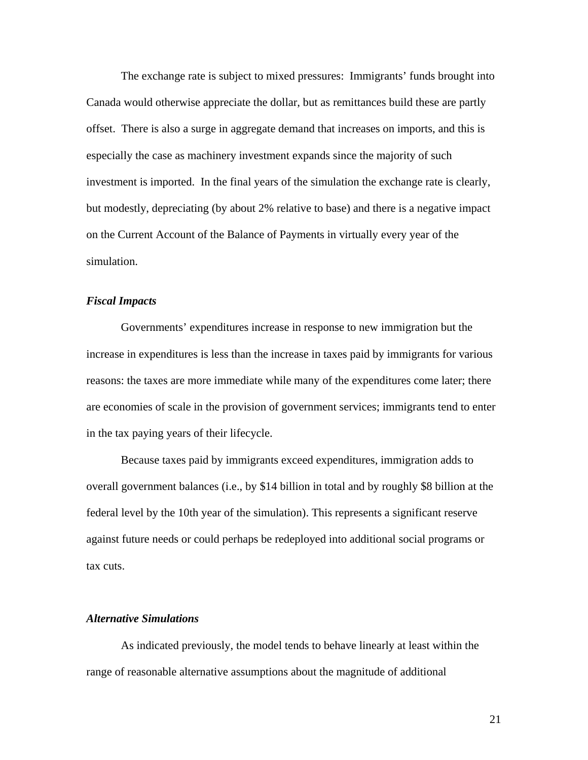The exchange rate is subject to mixed pressures:  Immigrants' funds brought into Canada would otherwise appreciate the dollar, but as remittances build these are partly offset.  There is also a surge in aggregate demand that increases on imports, and this is especially the case as machinery investment expands since the majority of such investment is imported.  In the final years of the simulation the exchange rate is clearly, but modestly, depreciating (by about 2% relative to base) and there is a negative impact on the Current Account of the Balance of Payments in virtually every year of the simulation.

***Fiscal Impacts***

Governments' expenditures increase in response to new immigration but the increase in expenditures is less than the increase in taxes paid by immigrants for various reasons: the taxes are more immediate while many of the expenditures come later; there are economies of scale in the provision of government services; immigrants tend to enter in the tax paying years of their lifecycle.

Because taxes paid by immigrants exceed expenditures, immigration adds to overall government balances (i.e., by $14 billion in total and by roughly $8 billion at the federal level by the 10th year of the simulation). This represents a significant reserve against future needs or could perhaps be redeployed into additional social programs or tax cuts.

***Alternative Simulations***

As indicated previously, the model tends to behave linearly at least within the range of reasonable alternative assumptions about the magnitude of additional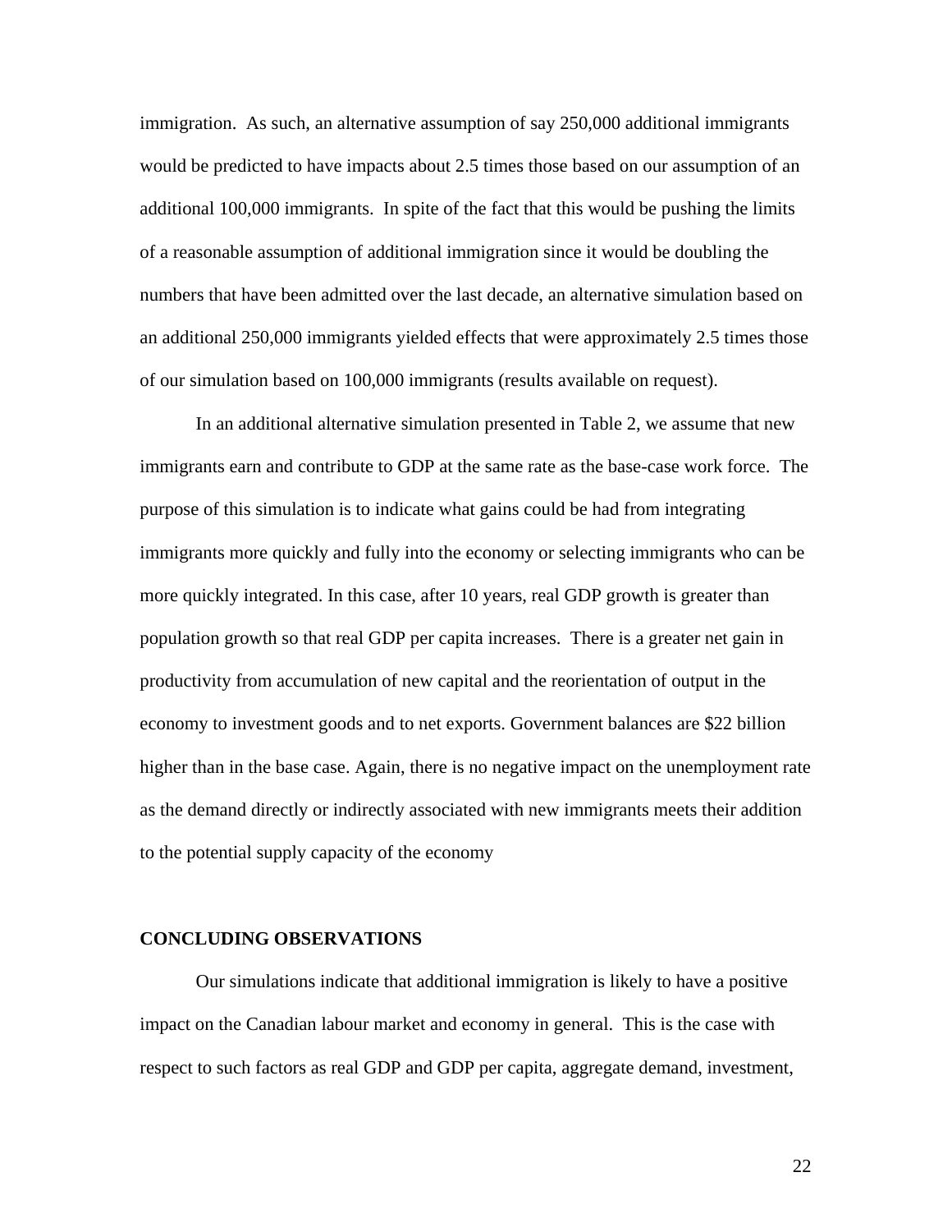immigration. As such, an alternative assumption of say 250,000 additional immigrants would be predicted to have impacts about 2.5 times those based on our assumption of an additional 100,000 immigrants. In spite of the fact that this would be pushing the limits of a reasonable assumption of additional immigration since it would be doubling the numbers that have been admitted over the last decade, an alternative simulation based on an additional 250,000 immigrants yielded effects that were approximately 2.5 times those of our simulation based on 100,000 immigrants (results available on request).

In an additional alternative simulation presented in Table 2, we assume that new immigrants earn and contribute to GDP at the same rate as the base-case work force. The purpose of this simulation is to indicate what gains could be had from integrating immigrants more quickly and fully into the economy or selecting immigrants who can be more quickly integrated. In this case, after 10 years, real GDP growth is greater than population growth so that real GDP per capita increases. There is a greater net gain in productivity from accumulation of new capital and the reorientation of output in the economy to investment goods and to net exports. Government balances are $22 billion higher than in the base case. Again, there is no negative impact on the unemployment rate as the demand directly or indirectly associated with new immigrants meets their addition to the potential supply capacity of the economy

## CONCLUDING OBSERVATIONS

Our simulations indicate that additional immigration is likely to have a positive impact on the Canadian labour market and economy in general. This is the case with respect to such factors as real GDP and GDP per capita, aggregate demand, investment,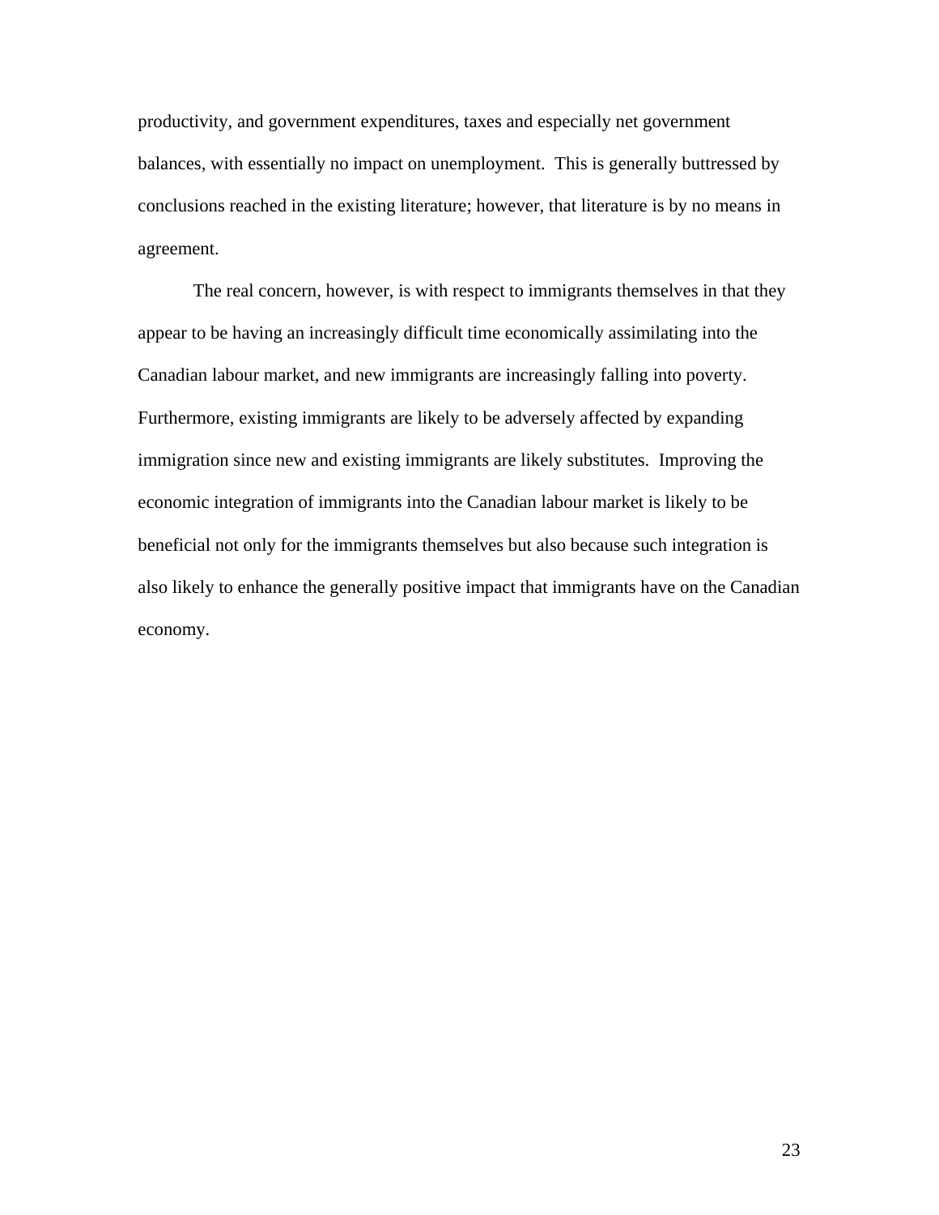productivity, and government expenditures, taxes and especially net government balances, with essentially no impact on unemployment.  This is generally buttressed by conclusions reached in the existing literature; however, that literature is by no means in agreement.

The real concern, however, is with respect to immigrants themselves in that they appear to be having an increasingly difficult time economically assimilating into the Canadian labour market, and new immigrants are increasingly falling into poverty. Furthermore, existing immigrants are likely to be adversely affected by expanding immigration since new and existing immigrants are likely substitutes.  Improving the economic integration of immigrants into the Canadian labour market is likely to be beneficial not only for the immigrants themselves but also because such integration is also likely to enhance the generally positive impact that immigrants have on the Canadian economy.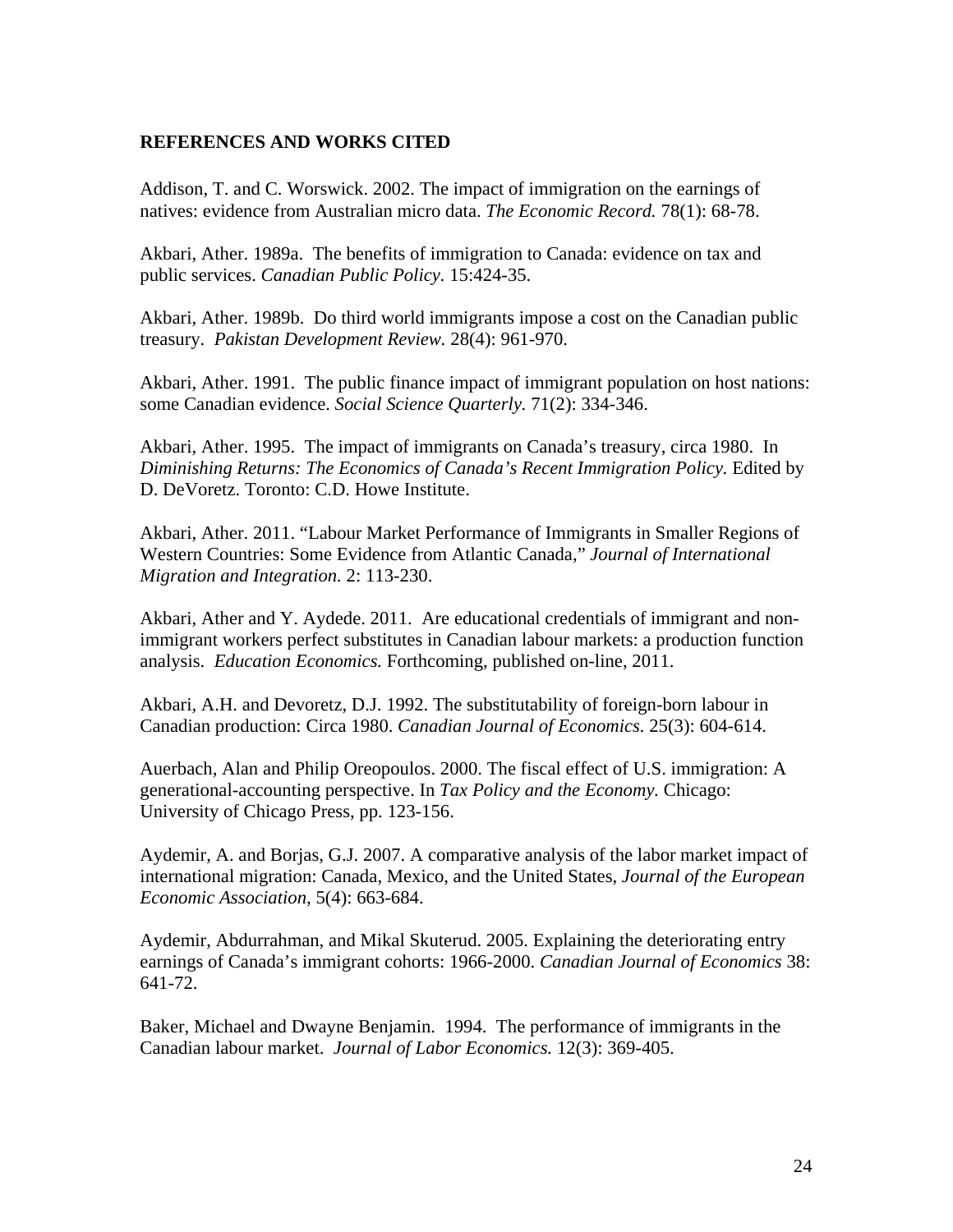**REFERENCES AND WORKS CITED**

Addison, T. and C. Worswick. 2002. The impact of immigration on the earnings of natives: evidence from Australian micro data. *The Economic Record.* 78(1): 68-78.

Akbari, Ather. 1989a. The benefits of immigration to Canada: evidence on tax and public services. *Canadian Public Policy.* 15:424-35.

Akbari, Ather. 1989b. Do third world immigrants impose a cost on the Canadian public treasury. *Pakistan Development Review.* 28(4): 961-970.

Akbari, Ather. 1991. The public finance impact of immigrant population on host nations: some Canadian evidence. *Social Science Quarterly.* 71(2): 334-346.

Akbari, Ather. 1995. The impact of immigrants on Canada's treasury, circa 1980. In *Diminishing Returns: The Economics of Canada's Recent Immigration Policy.* Edited by D. DeVoretz. Toronto: C.D. Howe Institute.

Akbari, Ather. 2011. "Labour Market Performance of Immigrants in Smaller Regions of Western Countries: Some Evidence from Atlantic Canada," *Journal of International Migration and Integration.* 2: 113-230.

Akbari, Ather and Y. Aydede. 2011. Are educational credentials of immigrant and non-immigrant workers perfect substitutes in Canadian labour markets: a production function analysis. *Education Economics.* Forthcoming, published on-line, 2011.

Akbari, A.H. and Devoretz, D.J. 1992. The substitutability of foreign-born labour in Canadian production: Circa 1980. *Canadian Journal of Economics.* 25(3): 604-614.

Auerbach, Alan and Philip Oreopoulos. 2000. The fiscal effect of U.S. immigration: A generational-accounting perspective. In *Tax Policy and the Economy.* Chicago: University of Chicago Press, pp. 123-156.

Aydemir, A. and Borjas, G.J. 2007. A comparative analysis of the labor market impact of international migration: Canada, Mexico, and the United States, *Journal of the European Economic Association,* 5(4): 663-684.

Aydemir, Abdurrahman, and Mikal Skuterud. 2005. Explaining the deteriorating entry earnings of Canada's immigrant cohorts: 1966-2000. *Canadian Journal of Economics* 38: 641-72.

Baker, Michael and Dwayne Benjamin. 1994. The performance of immigrants in the Canadian labour market. *Journal of Labor Economics.* 12(3): 369-405.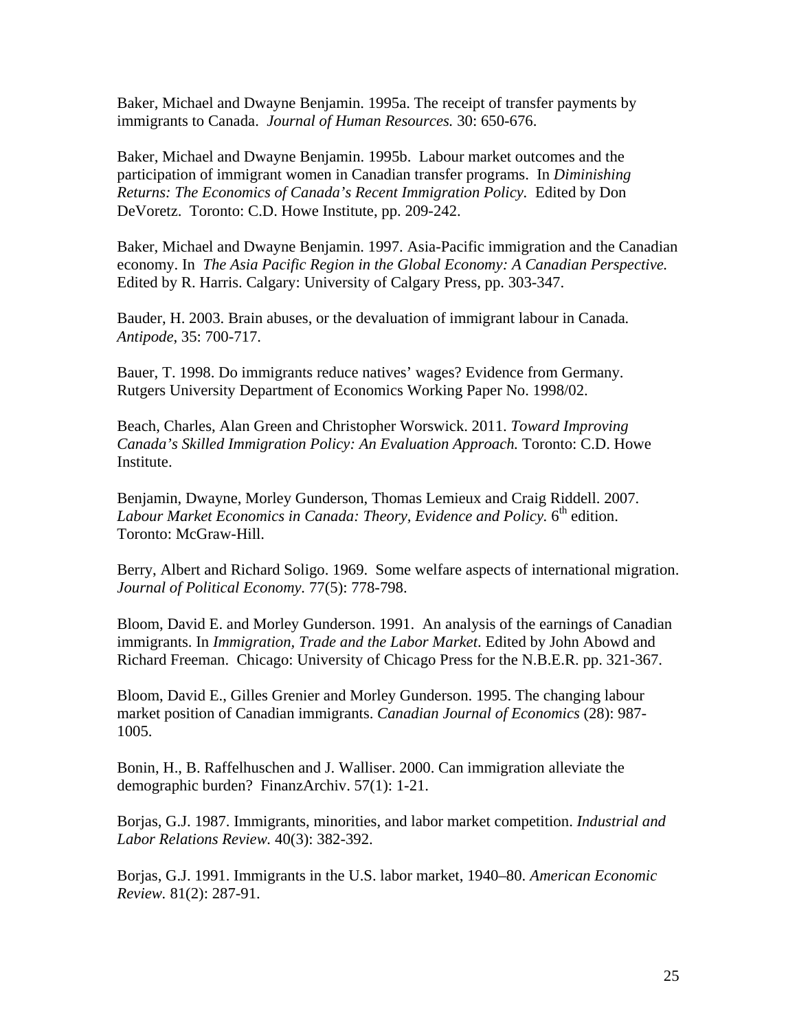Baker, Michael and Dwayne Benjamin. 1995a. The receipt of transfer payments by immigrants to Canada. *Journal of Human Resources.* 30: 650-676.

Baker, Michael and Dwayne Benjamin. 1995b. Labour market outcomes and the participation of immigrant women in Canadian transfer programs. In *Diminishing Returns: The Economics of Canada's Recent Immigration Policy*. Edited by Don DeVoretz. Toronto: C.D. Howe Institute, pp. 209-242.

Baker, Michael and Dwayne Benjamin. 1997. Asia-Pacific immigration and the Canadian economy. In *The Asia Pacific Region in the Global Economy: A Canadian Perspective.* Edited by R. Harris. Calgary: University of Calgary Press, pp. 303-347.

Bauder, H. 2003. Brain abuses, or the devaluation of immigrant labour in Canada. *Antipode*, 35: 700-717.

Bauer, T. 1998. Do immigrants reduce natives' wages? Evidence from Germany. Rutgers University Department of Economics Working Paper No. 1998/02.

Beach, Charles, Alan Green and Christopher Worswick. 2011. *Toward Improving Canada's Skilled Immigration Policy: An Evaluation Approach.* Toronto: C.D. Howe Institute.

Benjamin, Dwayne, Morley Gunderson, Thomas Lemieux and Craig Riddell. 2007. *Labour Market Economics in Canada: Theory, Evidence and Policy.* 6th edition. Toronto: McGraw-Hill.

Berry, Albert and Richard Soligo. 1969. Some welfare aspects of international migration. *Journal of Political Economy.* 77(5): 778-798.

Bloom, David E. and Morley Gunderson. 1991. An analysis of the earnings of Canadian immigrants. In *Immigration, Trade and the Labor Market*. Edited by John Abowd and Richard Freeman. Chicago: University of Chicago Press for the N.B.E.R. pp. 321-367.

Bloom, David E., Gilles Grenier and Morley Gunderson. 1995. The changing labour market position of Canadian immigrants. *Canadian Journal of Economics* (28): 987-1005.

Bonin, H., B. Raffelhuschen and J. Walliser. 2000. Can immigration alleviate the demographic burden? FinanzArchiv. 57(1): 1-21.

Borjas, G.J. 1987. Immigrants, minorities, and labor market competition. *Industrial and Labor Relations Review.* 40(3): 382-392.

Borjas, G.J. 1991. Immigrants in the U.S. labor market, 1940–80. *American Economic Review.* 81(2): 287-91.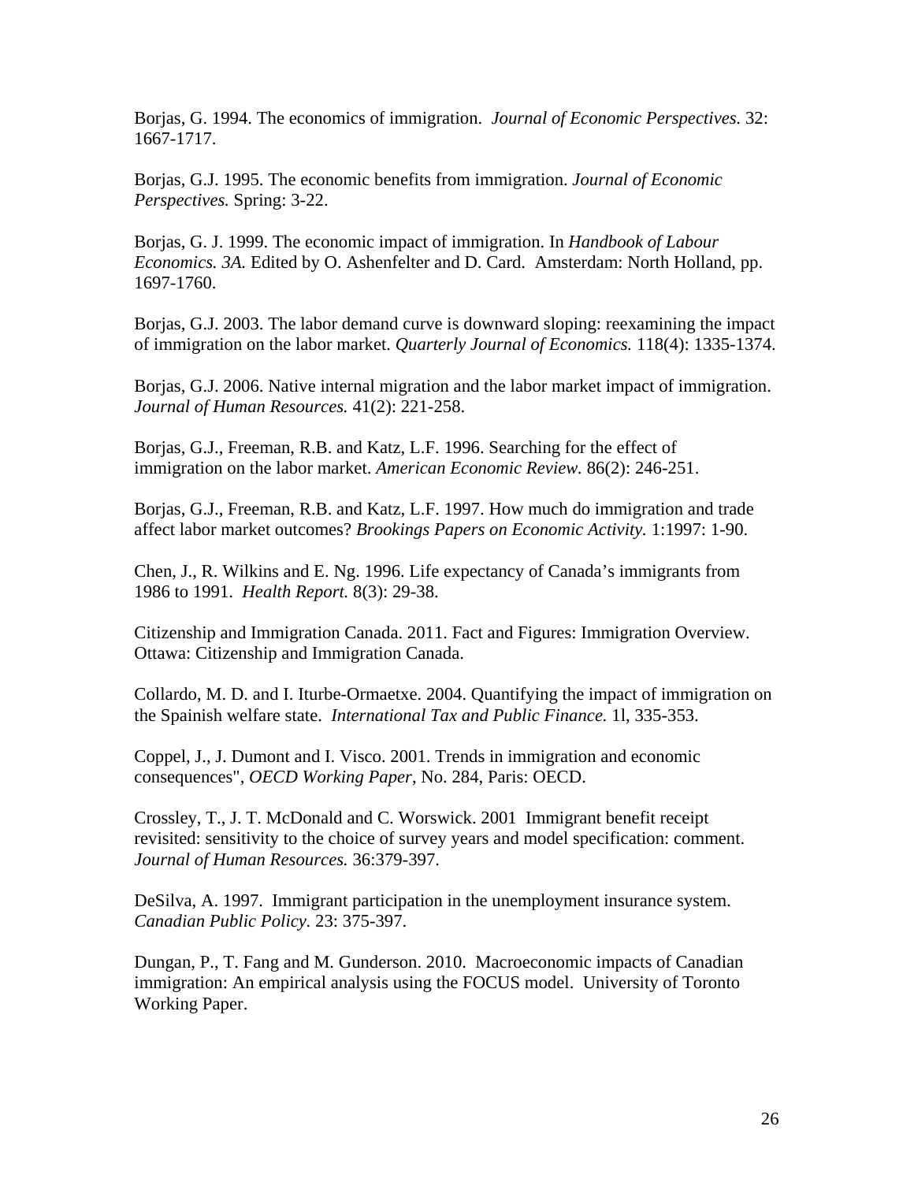Borjas, G. 1994. The economics of immigration. *Journal of Economic Perspectives.* 32: 1667-1717.

Borjas, G.J. 1995. The economic benefits from immigration. *Journal of Economic Perspectives.* Spring: 3-22.

Borjas, G. J. 1999. The economic impact of immigration. In *Handbook of Labour Economics. 3A.* Edited by O. Ashenfelter and D. Card. Amsterdam: North Holland, pp. 1697-1760.

Borjas, G.J. 2003. The labor demand curve is downward sloping: reexamining the impact of immigration on the labor market. *Quarterly Journal of Economics.* 118(4): 1335-1374.

Borjas, G.J. 2006. Native internal migration and the labor market impact of immigration. *Journal of Human Resources.* 41(2): 221-258.

Borjas, G.J., Freeman, R.B. and Katz, L.F. 1996. Searching for the effect of immigration on the labor market. *American Economic Review.* 86(2): 246-251.

Borjas, G.J., Freeman, R.B. and Katz, L.F. 1997. How much do immigration and trade affect labor market outcomes? *Brookings Papers on Economic Activity.* 1:1997: 1-90.

Chen, J., R. Wilkins and E. Ng. 1996. Life expectancy of Canada's immigrants from 1986 to 1991. *Health Report.* 8(3): 29-38.

Citizenship and Immigration Canada. 2011. Fact and Figures: Immigration Overview. Ottawa: Citizenship and Immigration Canada.

Collardo, M. D. and I. Iturbe-Ormaetxe. 2004. Quantifying the impact of immigration on the Spainish welfare state. *International Tax and Public Finance.* 1l, 335-353.

Coppel, J., J. Dumont and I. Visco. 2001. Trends in immigration and economic consequences", *OECD Working Paper*, No. 284, Paris: OECD.

Crossley, T., J. T. McDonald and C. Worswick. 2001 Immigrant benefit receipt revisited: sensitivity to the choice of survey years and model specification: comment. *Journal of Human Resources.* 36:379-397.

DeSilva, A. 1997. Immigrant participation in the unemployment insurance system. *Canadian Public Policy.* 23: 375-397.

Dungan, P., T. Fang and M. Gunderson. 2010. Macroeconomic impacts of Canadian immigration: An empirical analysis using the FOCUS model. University of Toronto Working Paper.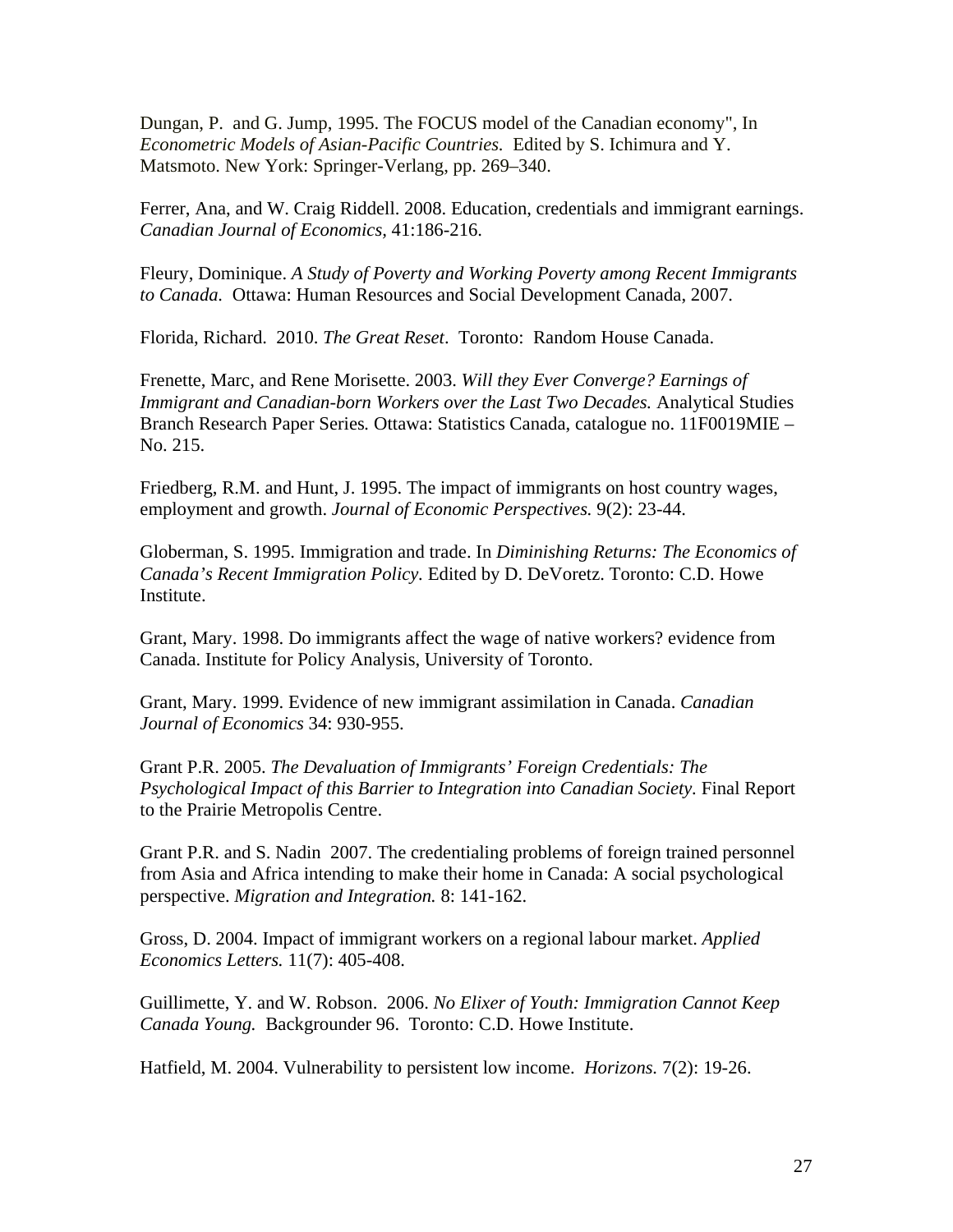Dungan, P. and G. Jump, 1995. The FOCUS model of the Canadian economy", In *Econometric Models of Asian-Pacific Countries.* Edited by S. Ichimura and Y. Matsmoto. New York: Springer-Verlang, pp. 269–340.

Ferrer, Ana, and W. Craig Riddell. 2008. Education, credentials and immigrant earnings. *Canadian Journal of Economics,* 41:186-216.

Fleury, Dominique. *A Study of Poverty and Working Poverty among Recent Immigrants to Canada.* Ottawa: Human Resources and Social Development Canada, 2007.

Florida, Richard. 2010. *The Great Reset*. Toronto: Random House Canada.

Frenette, Marc, and Rene Morisette. 2003. *Will they Ever Converge? Earnings of Immigrant and Canadian-born Workers over the Last Two Decades.* Analytical Studies Branch Research Paper Series*.* Ottawa: Statistics Canada, catalogue no. 11F0019MIE – No. 215.

Friedberg, R.M. and Hunt, J. 1995. The impact of immigrants on host country wages, employment and growth. *Journal of Economic Perspectives.* 9(2): 23-44.

Globerman, S. 1995. Immigration and trade. In *Diminishing Returns: The Economics of Canada's Recent Immigration Policy*. Edited by D. DeVoretz. Toronto: C.D. Howe Institute.

Grant, Mary. 1998. Do immigrants affect the wage of native workers? evidence from Canada. Institute for Policy Analysis, University of Toronto.

Grant, Mary. 1999. Evidence of new immigrant assimilation in Canada. *Canadian Journal of Economics* 34: 930-955.

Grant P.R. 2005. *The Devaluation of Immigrants' Foreign Credentials: The Psychological Impact of this Barrier to Integration into Canadian Society*. Final Report to the Prairie Metropolis Centre.

Grant P.R. and S. Nadin 2007. The credentialing problems of foreign trained personnel from Asia and Africa intending to make their home in Canada: A social psychological perspective. *Migration and Integration.* 8: 141-162.

Gross, D. 2004. Impact of immigrant workers on a regional labour market. *Applied Economics Letters.* 11(7): 405-408.

Guillimette, Y. and W. Robson. 2006. *No Elixer of Youth: Immigration Cannot Keep Canada Young.* Backgrounder 96. Toronto: C.D. Howe Institute.

Hatfield, M. 2004. Vulnerability to persistent low income. *Horizons.* 7(2): 19-26.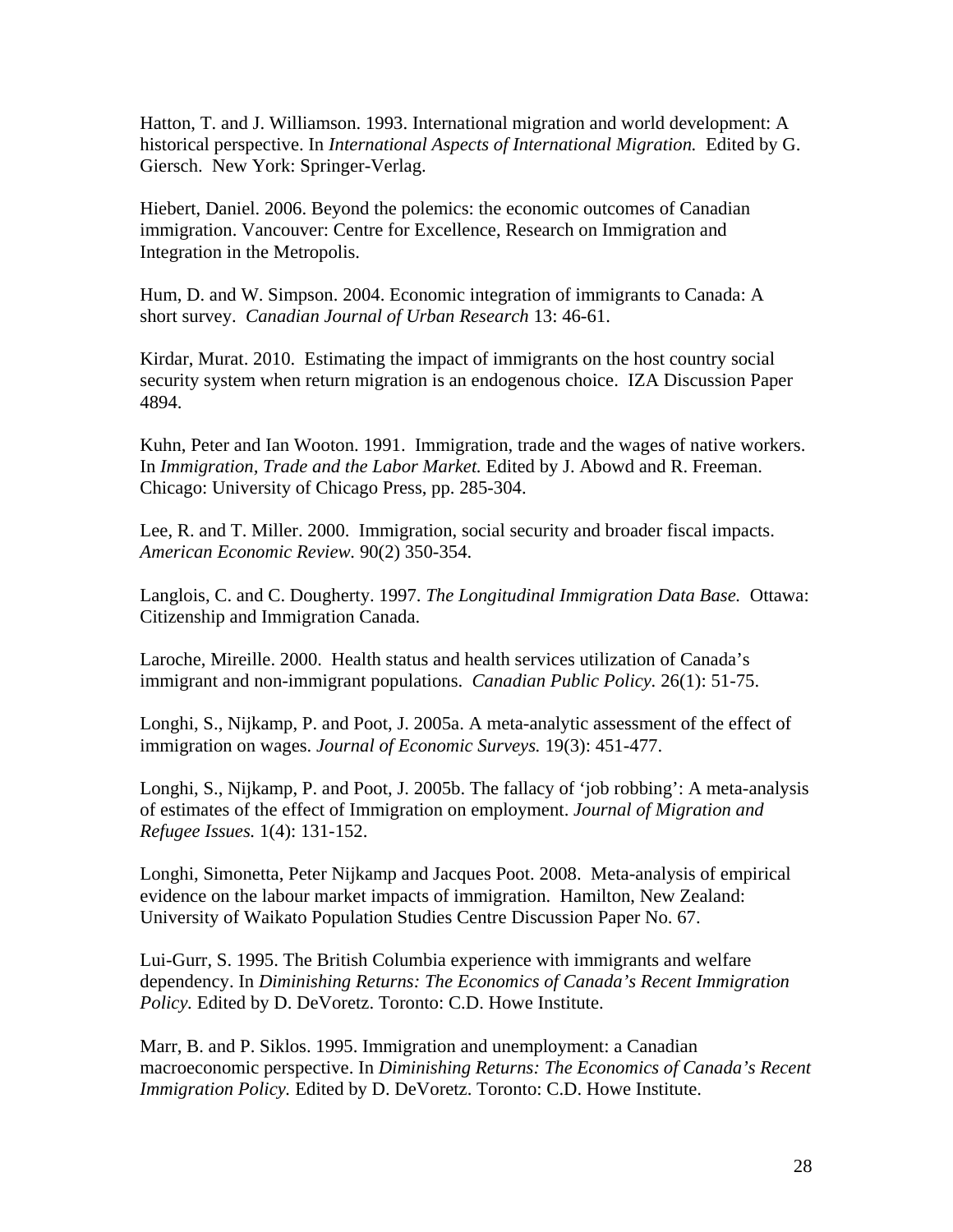Hatton, T. and J. Williamson. 1993. International migration and world development: A historical perspective. In *International Aspects of International Migration.* Edited by G. Giersch. New York: Springer-Verlag.

Hiebert, Daniel. 2006. Beyond the polemics: the economic outcomes of Canadian immigration. Vancouver: Centre for Excellence, Research on Immigration and Integration in the Metropolis.

Hum, D. and W. Simpson. 2004. Economic integration of immigrants to Canada: A short survey. *Canadian Journal of Urban Research* 13: 46-61.

Kirdar, Murat. 2010. Estimating the impact of immigrants on the host country social security system when return migration is an endogenous choice. IZA Discussion Paper 4894.

Kuhn, Peter and Ian Wooton. 1991. Immigration, trade and the wages of native workers. In *Immigration, Trade and the Labor Market.* Edited by J. Abowd and R. Freeman. Chicago: University of Chicago Press, pp. 285-304.

Lee, R. and T. Miller. 2000. Immigration, social security and broader fiscal impacts. *American Economic Review.* 90(2) 350-354.

Langlois, C. and C. Dougherty. 1997. *The Longitudinal Immigration Data Base.* Ottawa: Citizenship and Immigration Canada.

Laroche, Mireille. 2000. Health status and health services utilization of Canada's immigrant and non-immigrant populations. *Canadian Public Policy.* 26(1): 51-75.

Longhi, S., Nijkamp, P. and Poot, J. 2005a. A meta-analytic assessment of the effect of immigration on wages. *Journal of Economic Surveys.* 19(3): 451-477.

Longhi, S., Nijkamp, P. and Poot, J. 2005b. The fallacy of 'job robbing': A meta-analysis of estimates of the effect of Immigration on employment. *Journal of Migration and Refugee Issues.* 1(4): 131-152.

Longhi, Simonetta, Peter Nijkamp and Jacques Poot. 2008. Meta-analysis of empirical evidence on the labour market impacts of immigration. Hamilton, New Zealand: University of Waikato Population Studies Centre Discussion Paper No. 67.

Lui-Gurr, S. 1995. The British Columbia experience with immigrants and welfare dependency. In *Diminishing Returns: The Economics of Canada's Recent Immigration Policy.* Edited by D. DeVoretz. Toronto: C.D. Howe Institute.

Marr, B. and P. Siklos. 1995. Immigration and unemployment: a Canadian macroeconomic perspective. In *Diminishing Returns: The Economics of Canada's Recent Immigration Policy.* Edited by D. DeVoretz. Toronto: C.D. Howe Institute.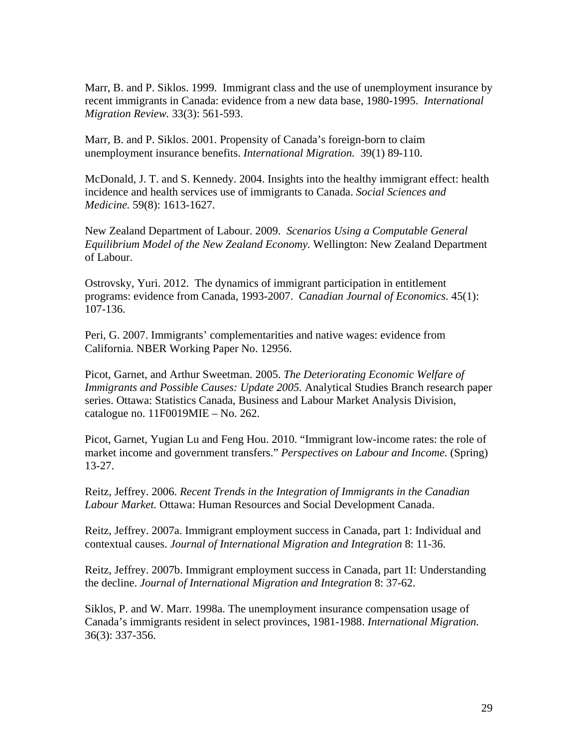Marr, B. and P. Siklos. 1999. Immigrant class and the use of unemployment insurance by recent immigrants in Canada: evidence from a new data base, 1980-1995. *International Migration Review.* 33(3): 561-593.

Marr, B. and P. Siklos. 2001. Propensity of Canada's foreign-born to claim unemployment insurance benefits. *International Migration.* 39(1) 89-110.

McDonald, J. T. and S. Kennedy. 2004. Insights into the healthy immigrant effect: health incidence and health services use of immigrants to Canada. *Social Sciences and Medicine.* 59(8): 1613-1627.

New Zealand Department of Labour. 2009. *Scenarios Using a Computable General Equilibrium Model of the New Zealand Economy.* Wellington: New Zealand Department of Labour.

Ostrovsky, Yuri. 2012. The dynamics of immigrant participation in entitlement programs: evidence from Canada, 1993-2007. *Canadian Journal of Economics.* 45(1): 107-136.

Peri, G. 2007. Immigrants' complementarities and native wages: evidence from California. NBER Working Paper No. 12956.

Picot, Garnet, and Arthur Sweetman. 2005. *The Deteriorating Economic Welfare of Immigrants and Possible Causes: Update 2005.* Analytical Studies Branch research paper series. Ottawa: Statistics Canada, Business and Labour Market Analysis Division, catalogue no. 11F0019MIE – No. 262.

Picot, Garnet, Yugian Lu and Feng Hou. 2010. "Immigrant low-income rates: the role of market income and government transfers." *Perspectives on Labour and Income.* (Spring) 13-27.

Reitz, Jeffrey. 2006. *Recent Trends in the Integration of Immigrants in the Canadian Labour Market.* Ottawa: Human Resources and Social Development Canada.

Reitz, Jeffrey. 2007a. Immigrant employment success in Canada, part 1: Individual and contextual causes. *Journal of International Migration and Integration* 8: 11-36.

Reitz, Jeffrey. 2007b. Immigrant employment success in Canada, part 1I: Understanding the decline. *Journal of International Migration and Integration* 8: 37-62.

Siklos, P. and W. Marr. 1998a. The unemployment insurance compensation usage of Canada's immigrants resident in select provinces, 1981-1988. *International Migration.* 36(3): 337-356.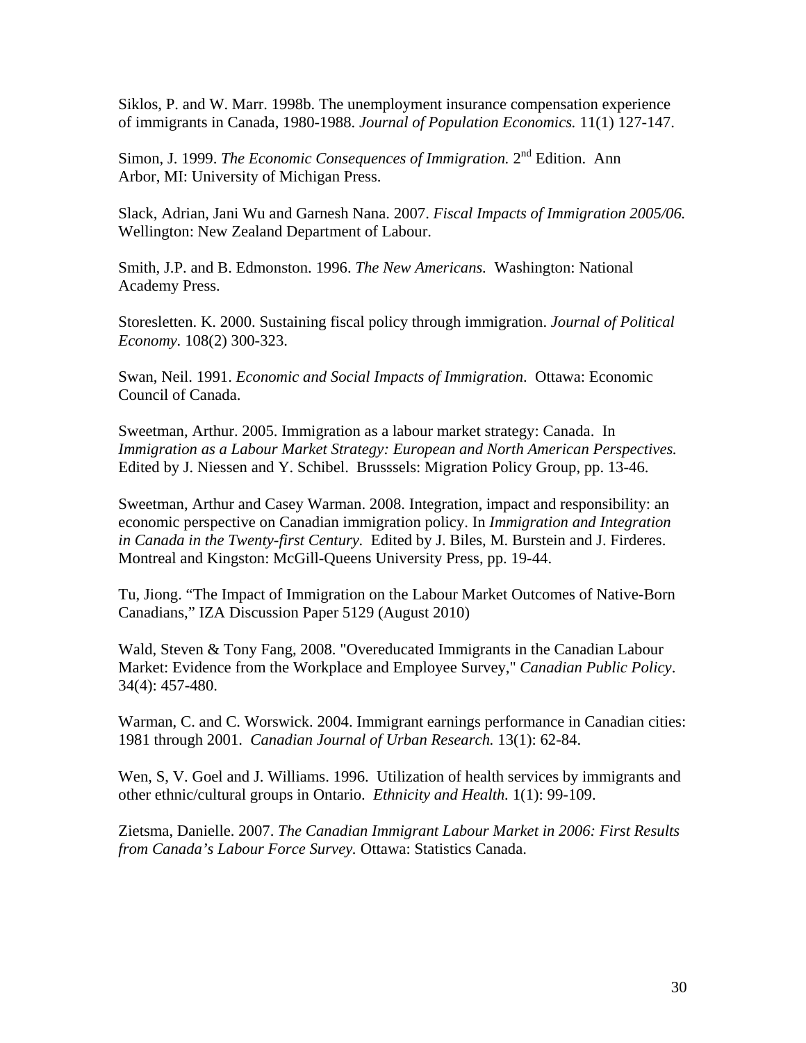Siklos, P. and W. Marr. 1998b. The unemployment insurance compensation experience of immigrants in Canada, 1980-1988. *Journal of Population Economics.* 11(1) 127-147.

Simon, J. 1999. *The Economic Consequences of Immigration.* 2nd Edition. Ann Arbor, MI: University of Michigan Press.

Slack, Adrian, Jani Wu and Garnesh Nana. 2007. *Fiscal Impacts of Immigration 2005/06.* Wellington: New Zealand Department of Labour.

Smith, J.P. and B. Edmonston. 1996. *The New Americans.* Washington: National Academy Press.

Storesletten. K. 2000. Sustaining fiscal policy through immigration. *Journal of Political Economy.* 108(2) 300-323.

Swan, Neil. 1991. *Economic and Social Impacts of Immigration*. Ottawa: Economic Council of Canada.

Sweetman, Arthur. 2005. Immigration as a labour market strategy: Canada. In *Immigration as a Labour Market Strategy: European and North American Perspectives.* Edited by J. Niessen and Y. Schibel. Brusssels: Migration Policy Group, pp. 13-46.

Sweetman, Arthur and Casey Warman. 2008. Integration, impact and responsibility: an economic perspective on Canadian immigration policy. In *Immigration and Integration in Canada in the Twenty-first Century.* Edited by J. Biles, M. Burstein and J. Firderes. Montreal and Kingston: McGill-Queens University Press, pp. 19-44.

Tu, Jiong. "The Impact of Immigration on the Labour Market Outcomes of Native-Born Canadians," IZA Discussion Paper 5129 (August 2010)

Wald, Steven & Tony Fang, 2008. "Overeducated Immigrants in the Canadian Labour Market: Evidence from the Workplace and Employee Survey," *Canadian Public Policy*. 34(4): 457-480.

Warman, C. and C. Worswick. 2004. Immigrant earnings performance in Canadian cities: 1981 through 2001. *Canadian Journal of Urban Research.* 13(1): 62-84.

Wen, S, V. Goel and J. Williams. 1996. Utilization of health services by immigrants and other ethnic/cultural groups in Ontario. *Ethnicity and Health.* 1(1): 99-109.

Zietsma, Danielle. 2007. *The Canadian Immigrant Labour Market in 2006: First Results from Canada's Labour Force Survey.* Ottawa: Statistics Canada.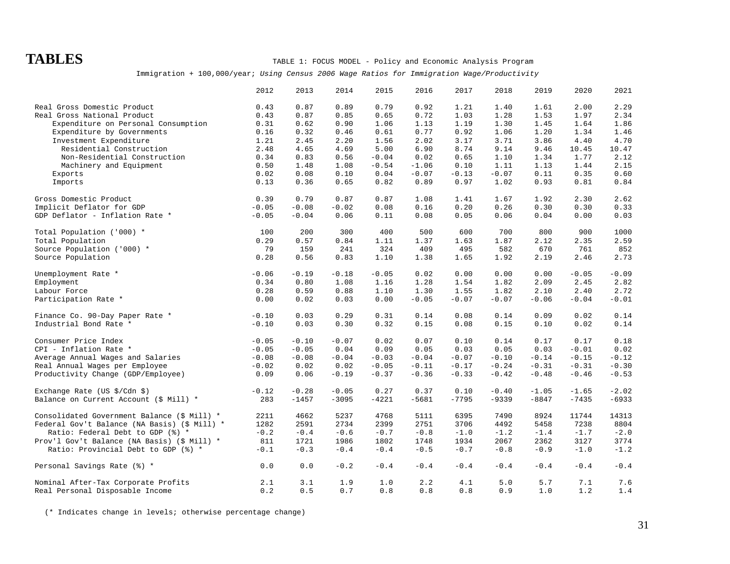# TABLES

TABLE 1: FOCUS MODEL - Policy and Economic Analysis Program

Immigration + 100,000/year; *Using Census 2006 Wage Ratios for Immigration Wage/Productivity*

| | 2012 | 2013 | 2014 | 2015 | 2016 | 2017 | 2018 | 2019 | 2020 | 2021 |
|---|---|---|---|---|---|---|---|---|---|---|
| Real Gross Domestic Product | 0.43 | 0.87 | 0.89 | 0.79 | 0.92 | 1.21 | 1.40 | 1.61 | 2.00 | 2.29 |
| Real Gross National Product | 0.43 | 0.87 | 0.85 | 0.65 | 0.72 | 1.03 | 1.28 | 1.53 | 1.97 | 2.34 |
| Expenditure on Personal Consumption | 0.31 | 0.62 | 0.90 | 1.06 | 1.13 | 1.19 | 1.30 | 1.45 | 1.64 | 1.86 |
| Expenditure by Governments | 0.16 | 0.32 | 0.46 | 0.61 | 0.77 | 0.92 | 1.06 | 1.20 | 1.34 | 1.46 |
| Investment Expenditure | 1.21 | 2.45 | 2.20 | 1.56 | 2.02 | 3.17 | 3.71 | 3.86 | 4.40 | 4.70 |
| Residential Construction | 2.48 | 4.65 | 4.69 | 5.00 | 6.90 | 8.74 | 9.14 | 9.46 | 10.45 | 10.47 |
| Non-Residential Construction | 0.34 | 0.83 | 0.56 | -0.04 | 0.02 | 0.65 | 1.10 | 1.34 | 1.77 | 2.12 |
| Machinery and Equipment | 0.50 | 1.48 | 1.08 | -0.54 | -1.06 | 0.10 | 1.11 | 1.13 | 1.44 | 2.15 |
| Exports | 0.02 | 0.08 | 0.10 | 0.04 | -0.07 | -0.13 | -0.07 | 0.11 | 0.35 | 0.60 |
| Imports | 0.13 | 0.36 | 0.65 | 0.82 | 0.89 | 0.97 | 1.02 | 0.93 | 0.81 | 0.84 |
| Gross Domestic Product | 0.39 | 0.79 | 0.87 | 0.87 | 1.08 | 1.41 | 1.67 | 1.92 | 2.30 | 2.62 |
| Implicit Deflator for GDP | -0.05 | -0.08 | -0.02 | 0.08 | 0.16 | 0.20 | 0.26 | 0.30 | 0.30 | 0.33 |
| GDP Deflator - Inflation Rate * | -0.05 | -0.04 | 0.06 | 0.11 | 0.08 | 0.05 | 0.06 | 0.04 | 0.00 | 0.03 |
| Total Population ('000) * | 100 | 200 | 300 | 400 | 500 | 600 | 700 | 800 | 900 | 1000 |
| Total Population | 0.29 | 0.57 | 0.84 | 1.11 | 1.37 | 1.63 | 1.87 | 2.12 | 2.35 | 2.59 |
| Source Population ('000) * | 79 | 159 | 241 | 324 | 409 | 495 | 582 | 670 | 761 | 852 |
| Source Population | 0.28 | 0.56 | 0.83 | 1.10 | 1.38 | 1.65 | 1.92 | 2.19 | 2.46 | 2.73 |
| Unemployment Rate * | -0.06 | -0.19 | -0.18 | -0.05 | 0.02 | 0.00 | 0.00 | 0.00 | -0.05 | -0.09 |
| Employment | 0.34 | 0.80 | 1.08 | 1.16 | 1.28 | 1.54 | 1.82 | 2.09 | 2.45 | 2.82 |
| Labour Force | 0.28 | 0.59 | 0.88 | 1.10 | 1.30 | 1.55 | 1.82 | 2.10 | 2.40 | 2.72 |
| Participation Rate * | 0.00 | 0.02 | 0.03 | 0.00 | -0.05 | -0.07 | -0.07 | -0.06 | -0.04 | -0.01 |
| Finance Co. 90-Day Paper Rate * | -0.10 | 0.03 | 0.29 | 0.31 | 0.14 | 0.08 | 0.14 | 0.09 | 0.02 | 0.14 |
| Industrial Bond Rate * | -0.10 | 0.03 | 0.30 | 0.32 | 0.15 | 0.08 | 0.15 | 0.10 | 0.02 | 0.14 |
| Consumer Price Index | -0.05 | -0.10 | -0.07 | 0.02 | 0.07 | 0.10 | 0.14 | 0.17 | 0.17 | 0.18 |
| CPI - Inflation Rate * | -0.05 | -0.05 | 0.04 | 0.09 | 0.05 | 0.03 | 0.05 | 0.03 | -0.01 | 0.02 |
| Average Annual Wages and Salaries | -0.08 | -0.08 | -0.04 | -0.03 | -0.04 | -0.07 | -0.10 | -0.14 | -0.15 | -0.12 |
| Real Annual Wages per Employee | -0.02 | 0.02 | 0.02 | -0.05 | -0.11 | -0.17 | -0.24 | -0.31 | -0.31 | -0.30 |
| Productivity Change (GDP/Employee) | 0.09 | 0.06 | -0.19 | -0.37 | -0.36 | -0.33 | -0.42 | -0.48 | -0.46 | -0.53 |
| Exchange Rate (US $/Cdn $) | -0.12 | -0.28 | -0.05 | 0.27 | 0.37 | 0.10 | -0.40 | -1.05 | -1.65 | -2.02 |
| Balance on Current Account ($ Mill) * | 283 | -1457 | -3095 | -4221 | -5681 | -7795 | -9339 | -8847 | -7435 | -6933 |
| Consolidated Government Balance ($ Mill) * | 2211 | 4662 | 5237 | 4768 | 5111 | 6395 | 7490 | 8924 | 11744 | 14313 |
| Federal Gov't Balance (NA Basis) ($ Mill) * | 1282 | 2591 | 2734 | 2399 | 2751 | 3706 | 4492 | 5458 | 7238 | 8804 |
| Ratio: Federal Debt to GDP (%) * | -0.2 | -0.4 | -0.6 | -0.7 | -0.8 | -1.0 | -1.2 | -1.4 | -1.7 | -2.0 |
| Prov'l Gov't Balance (NA Basis) ($ Mill) * | 811 | 1721 | 1986 | 1802 | 1748 | 1934 | 2067 | 2362 | 3127 | 3774 |
| Ratio: Provincial Debt to GDP (%) * | -0.1 | -0.3 | -0.4 | -0.4 | -0.5 | -0.7 | -0.8 | -0.9 | -1.0 | -1.2 |
| Personal Savings Rate (%) * | 0.0 | 0.0 | -0.2 | -0.4 | -0.4 | -0.4 | -0.4 | -0.4 | -0.4 | -0.4 |
| Nominal After-Tax Corporate Profits | 2.1 | 3.1 | 1.9 | 1.0 | 2.2 | 4.1 | 5.0 | 5.7 | 7.1 | 7.6 |
| Real Personal Disposable Income | 0.2 | 0.5 | 0.7 | 0.8 | 0.8 | 0.8 | 0.9 | 1.0 | 1.2 | 1.4 |

(* Indicates change in levels; otherwise percentage change)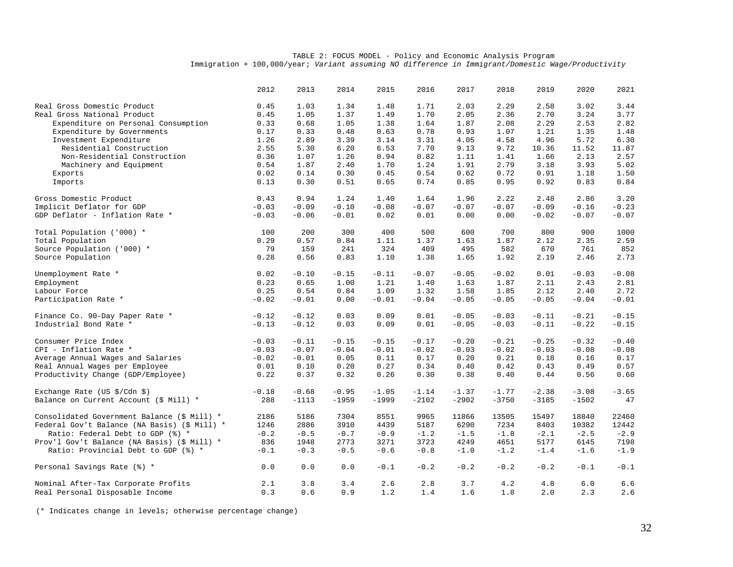TABLE 2: FOCUS MODEL - Policy and Economic Analysis Program

Immigration + 100,000/year; *Variant assuming NO difference in Immigrant/Domestic Wage/Productivity*

| | 2012 | 2013 | 2014 | 2015 | 2016 | 2017 | 2018 | 2019 | 2020 | 2021 |
|---|---|---|---|---|---|---|---|---|---|---|
| Real Gross Domestic Product | 0.45 | 1.03 | 1.34 | 1.48 | 1.71 | 2.03 | 2.29 | 2.58 | 3.02 | 3.44 |
| Real Gross National Product | 0.45 | 1.05 | 1.37 | 1.49 | 1.70 | 2.05 | 2.36 | 2.70 | 3.24 | 3.77 |
| Expenditure on Personal Consumption | 0.33 | 0.68 | 1.05 | 1.38 | 1.64 | 1.87 | 2.08 | 2.29 | 2.53 | 2.82 |
| Expenditure by Governments | 0.17 | 0.33 | 0.48 | 0.63 | 0.78 | 0.93 | 1.07 | 1.21 | 1.35 | 1.48 |
| Investment Expenditure | 1.26 | 2.89 | 3.39 | 3.14 | 3.31 | 4.05 | 4.58 | 4.96 | 5.72 | 6.30 |
| Residential Construction | 2.55 | 5.30 | 6.20 | 6.53 | 7.70 | 9.13 | 9.72 | 10.36 | 11.52 | 11.87 |
| Non-Residential Construction | 0.36 | 1.07 | 1.26 | 0.94 | 0.82 | 1.11 | 1.41 | 1.66 | 2.13 | 2.57 |
| Machinery and Equipment | 0.54 | 1.87 | 2.40 | 1.70 | 1.24 | 1.91 | 2.79 | 3.18 | 3.93 | 5.02 |
| Exports | 0.02 | 0.14 | 0.30 | 0.45 | 0.54 | 0.62 | 0.72 | 0.91 | 1.18 | 1.50 |
| Imports | 0.13 | 0.30 | 0.51 | 0.65 | 0.74 | 0.85 | 0.95 | 0.92 | 0.83 | 0.84 |
| Gross Domestic Product | 0.43 | 0.94 | 1.24 | 1.40 | 1.64 | 1.96 | 2.22 | 2.48 | 2.86 | 3.20 |
| Implicit Deflator for GDP | -0.03 | -0.09 | -0.10 | -0.08 | -0.07 | -0.07 | -0.07 | -0.09 | -0.16 | -0.23 |
| GDP Deflator - Inflation Rate * | -0.03 | -0.06 | -0.01 | 0.02 | 0.01 | 0.00 | 0.00 | -0.02 | -0.07 | -0.07 |
| Total Population ('000) * | 100 | 200 | 300 | 400 | 500 | 600 | 700 | 800 | 900 | 1000 |
| Total Population | 0.29 | 0.57 | 0.84 | 1.11 | 1.37 | 1.63 | 1.87 | 2.12 | 2.35 | 2.59 |
| Source Population ('000) * | 79 | 159 | 241 | 324 | 409 | 495 | 582 | 670 | 761 | 852 |
| Source Population | 0.28 | 0.56 | 0.83 | 1.10 | 1.38 | 1.65 | 1.92 | 2.19 | 2.46 | 2.73 |
| Unemployment Rate * | 0.02 | -0.10 | -0.15 | -0.11 | -0.07 | -0.05 | -0.02 | 0.01 | -0.03 | -0.08 |
| Employment | 0.23 | 0.65 | 1.00 | 1.21 | 1.40 | 1.63 | 1.87 | 2.11 | 2.43 | 2.81 |
| Labour Force | 0.25 | 0.54 | 0.84 | 1.09 | 1.32 | 1.58 | 1.85 | 2.12 | 2.40 | 2.72 |
| Participation Rate * | -0.02 | -0.01 | 0.00 | -0.01 | -0.04 | -0.05 | -0.05 | -0.05 | -0.04 | -0.01 |
| Finance Co. 90-Day Paper Rate * | -0.12 | -0.12 | 0.03 | 0.09 | 0.01 | -0.05 | -0.03 | -0.11 | -0.21 | -0.15 |
| Industrial Bond Rate * | -0.13 | -0.12 | 0.03 | 0.09 | 0.01 | -0.05 | -0.03 | -0.11 | -0.22 | -0.15 |
| Consumer Price Index | -0.03 | -0.11 | -0.15 | -0.15 | -0.17 | -0.20 | -0.21 | -0.25 | -0.32 | -0.40 |
| CPI - Inflation Rate * | -0.03 | -0.07 | -0.04 | -0.01 | -0.02 | -0.03 | -0.02 | -0.03 | -0.08 | -0.08 |
| Average Annual Wages and Salaries | -0.02 | -0.01 | 0.05 | 0.11 | 0.17 | 0.20 | 0.21 | 0.18 | 0.16 | 0.17 |
| Real Annual Wages per Employee | 0.01 | 0.10 | 0.20 | 0.27 | 0.34 | 0.40 | 0.42 | 0.43 | 0.49 | 0.57 |
| Productivity Change (GDP/Employee) | 0.22 | 0.37 | 0.32 | 0.26 | 0.30 | 0.38 | 0.40 | 0.44 | 0.56 | 0.60 |
| Exchange Rate (US $/Cdn $) | -0.18 | -0.68 | -0.95 | -1.05 | -1.14 | -1.37 | -1.77 | -2.38 | -3.08 | -3.65 |
| Balance on Current Account ($ Mill) * | 288 | -1113 | -1959 | -1999 | -2102 | -2902 | -3750 | -3185 | -1502 | 47 |
| Consolidated Government Balance ($ Mill) * | 2186 | 5186 | 7304 | 8551 | 9965 | 11866 | 13505 | 15497 | 18840 | 22460 |
| Federal Gov't Balance (NA Basis) ($ Mill) * | 1246 | 2886 | 3910 | 4439 | 5187 | 6290 | 7234 | 8403 | 10382 | 12442 |
| Ratio: Federal Debt to GDP (%) * | -0.2 | -0.5 | -0.7 | -0.9 | -1.2 | -1.5 | -1.8 | -2.1 | -2.5 | -2.9 |
| Prov'l Gov't Balance (NA Basis) ($ Mill) * | 836 | 1948 | 2773 | 3271 | 3723 | 4249 | 4651 | 5177 | 6145 | 7198 |
| Ratio: Provincial Debt to GDP (%) * | -0.1 | -0.3 | -0.5 | -0.6 | -0.8 | -1.0 | -1.2 | -1.4 | -1.6 | -1.9 |
| Personal Savings Rate (%) * | 0.0 | 0.0 | 0.0 | -0.1 | -0.2 | -0.2 | -0.2 | -0.2 | -0.1 | -0.1 |
| Nominal After-Tax Corporate Profits | 2.1 | 3.8 | 3.4 | 2.6 | 2.8 | 3.7 | 4.2 | 4.8 | 6.0 | 6.6 |
| Real Personal Disposable Income | 0.3 | 0.6 | 0.9 | 1.2 | 1.4 | 1.6 | 1.8 | 2.0 | 2.3 | 2.6 |

(* Indicates change in levels; otherwise percentage change)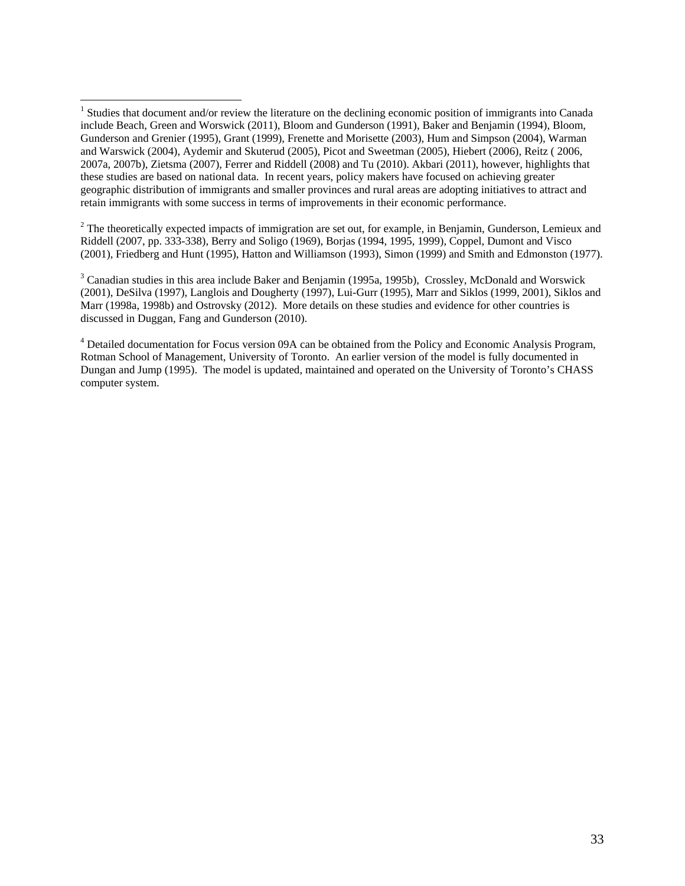[1] Studies that document and/or review the literature on the declining economic position of immigrants into Canada include Beach, Green and Worswick (2011), Bloom and Gunderson (1991), Baker and Benjamin (1994), Bloom, Gunderson and Grenier (1995), Grant (1999), Frenette and Morisette (2003), Hum and Simpson (2004), Warman and Warswick (2004), Aydemir and Skuterud (2005), Picot and Sweetman (2005), Hiebert (2006), Reitz ( 2006, 2007a, 2007b), Zietsma (2007), Ferrer and Riddell (2008) and Tu (2010). Akbari (2011), however, highlights that these studies are based on national data. In recent years, policy makers have focused on achieving greater geographic distribution of immigrants and smaller provinces and rural areas are adopting initiatives to attract and retain immigrants with some success in terms of improvements in their economic performance.

[2] The theoretically expected impacts of immigration are set out, for example, in Benjamin, Gunderson, Lemieux and Riddell (2007, pp. 333-338), Berry and Soligo (1969), Borjas (1994, 1995, 1999), Coppel, Dumont and Visco (2001), Friedberg and Hunt (1995), Hatton and Williamson (1993), Simon (1999) and Smith and Edmonston (1977).

[3] Canadian studies in this area include Baker and Benjamin (1995a, 1995b), Crossley, McDonald and Worswick (2001), DeSilva (1997), Langlois and Dougherty (1997), Lui-Gurr (1995), Marr and Siklos (1999, 2001), Siklos and Marr (1998a, 1998b) and Ostrovsky (2012). More details on these studies and evidence for other countries is discussed in Duggan, Fang and Gunderson (2010).

[4] Detailed documentation for Focus version 09A can be obtained from the Policy and Economic Analysis Program, Rotman School of Management, University of Toronto. An earlier version of the model is fully documented in Dungan and Jump (1995). The model is updated, maintained and operated on the University of Toronto's CHASS computer system.